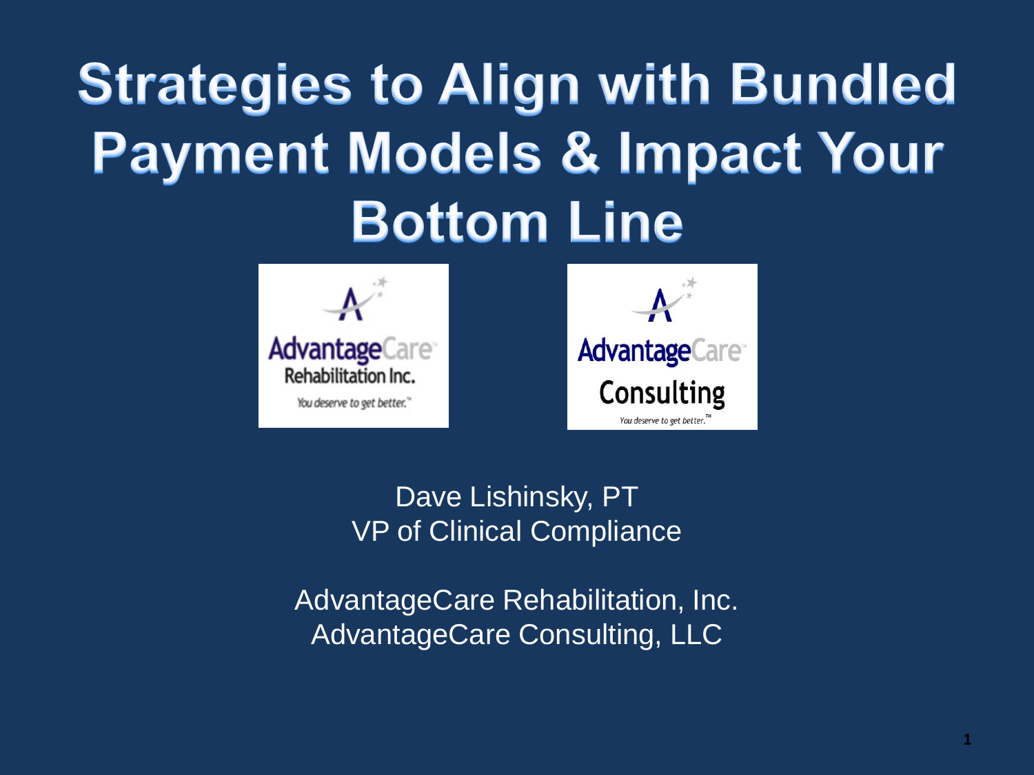# Strategies to Align with Bundled Payment Models & Impact Your Bottom Line

Dave Lishinsky, PT
VP of Clinical Compliance

AdvantageCare Rehabilitation, Inc.
AdvantageCare Consulting, LLC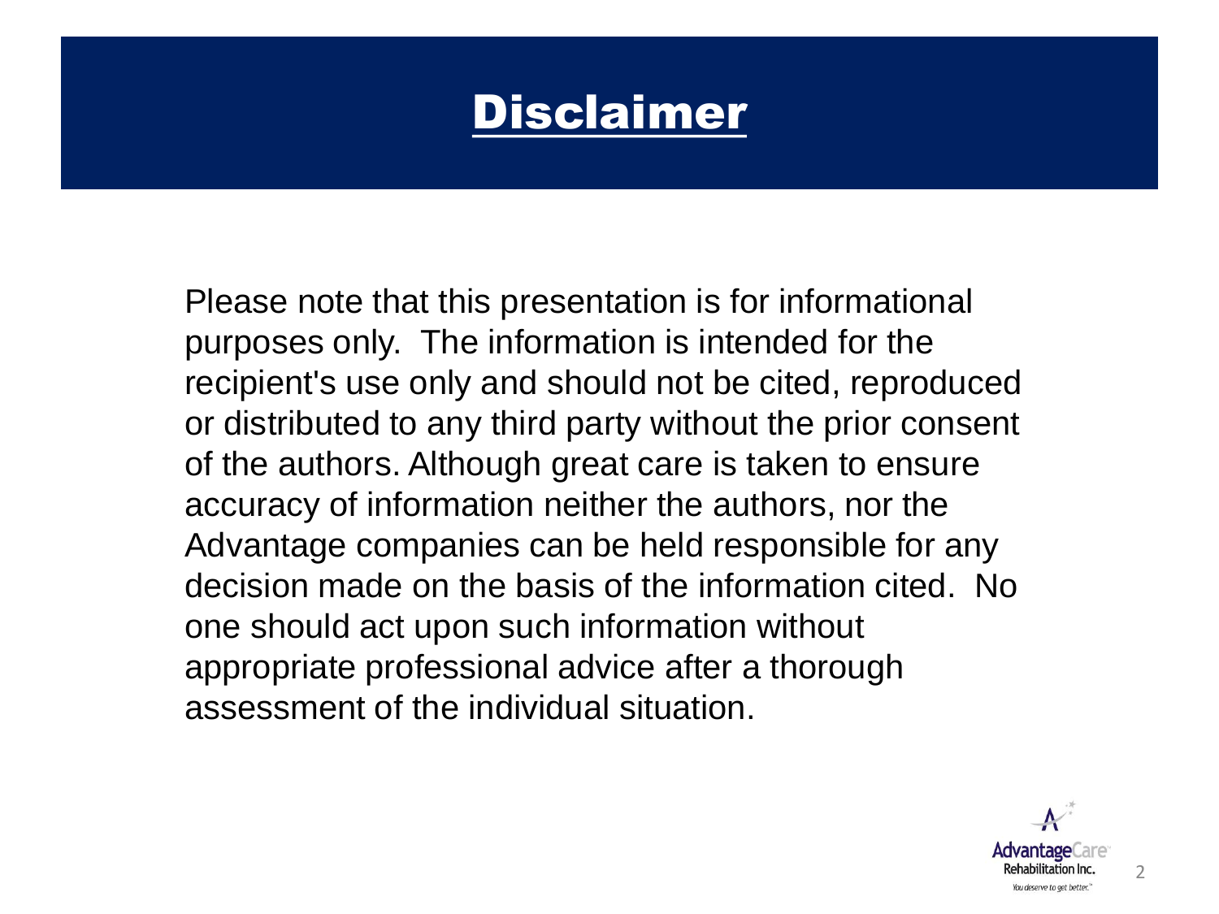# Disclaimer

Please note that this presentation is for informational purposes only. The information is intended for the recipient's use only and should not be cited, reproduced or distributed to any third party without the prior consent of the authors. Although great care is taken to ensure accuracy of information neither the authors, nor the Advantage companies can be held responsible for any decision made on the basis of the information cited. No one should act upon such information without appropriate professional advice after a thorough assessment of the individual situation.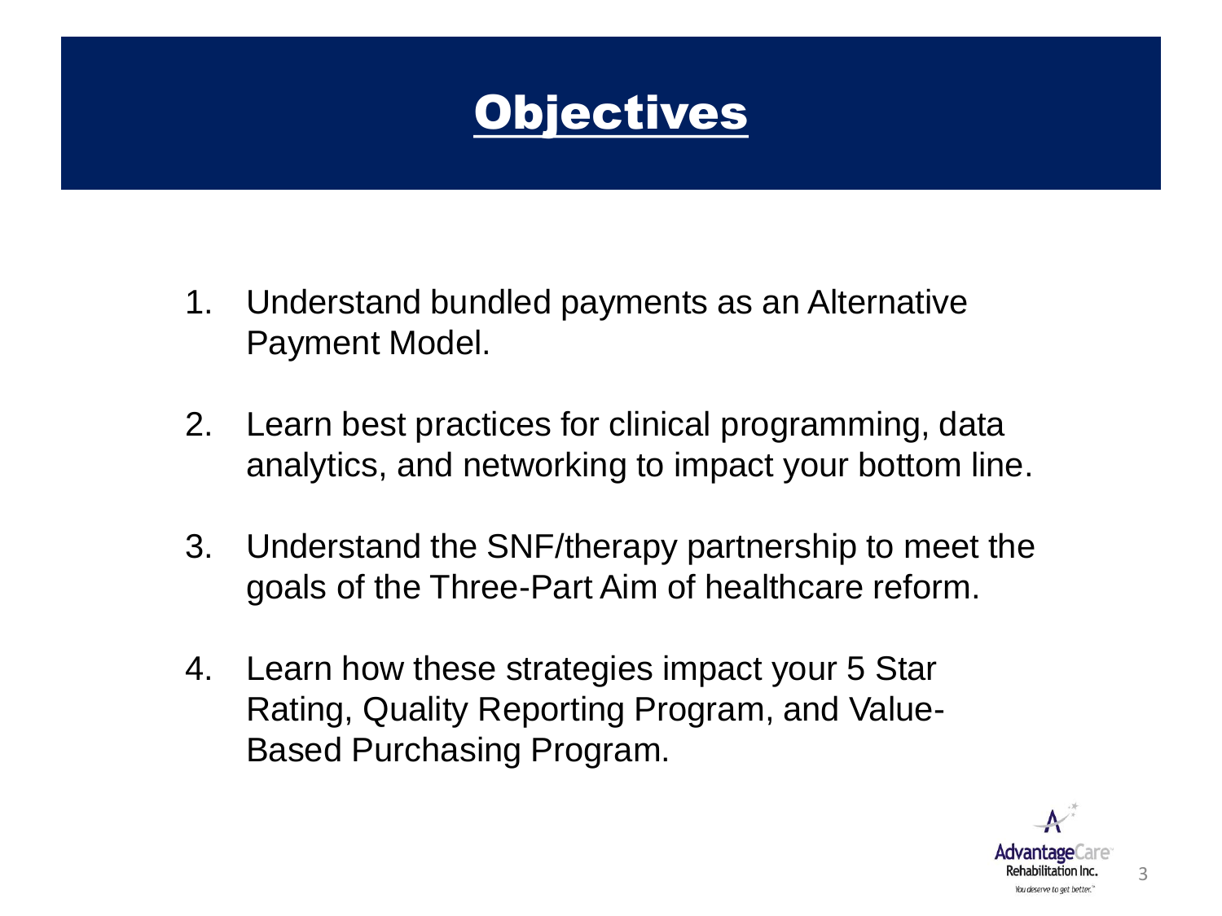# Objectives

1. Understand bundled payments as an Alternative Payment Model.

2. Learn best practices for clinical programming, data analytics, and networking to impact your bottom line.

3. Understand the SNF/therapy partnership to meet the goals of the Three-Part Aim of healthcare reform.

4. Learn how these strategies impact your 5 Star Rating, Quality Reporting Program, and Value-Based Purchasing Program.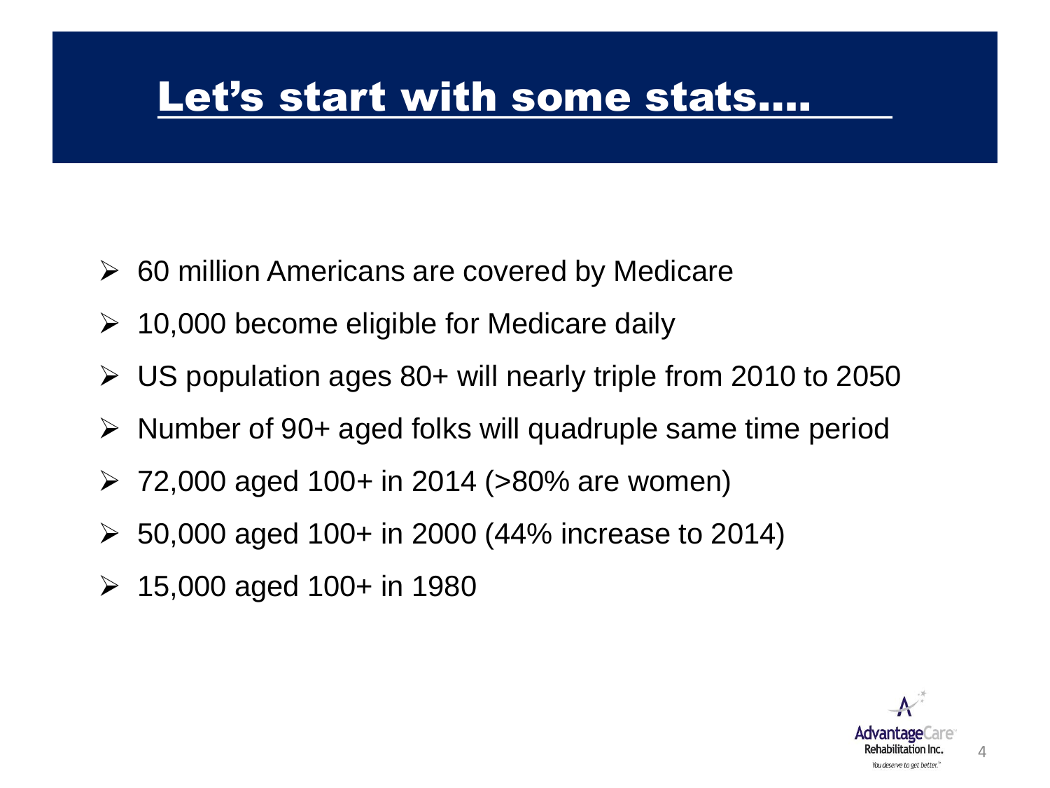# Let's start with some stats….

- 60 million Americans are covered by Medicare
- 10,000 become eligible for Medicare daily
- US population ages 80+ will nearly triple from 2010 to 2050
- Number of 90+ aged folks will quadruple same time period
- 72,000 aged 100+ in 2014 (>80% are women)
- 50,000 aged 100+ in 2000 (44% increase to 2014)
- 15,000 aged 100+ in 1980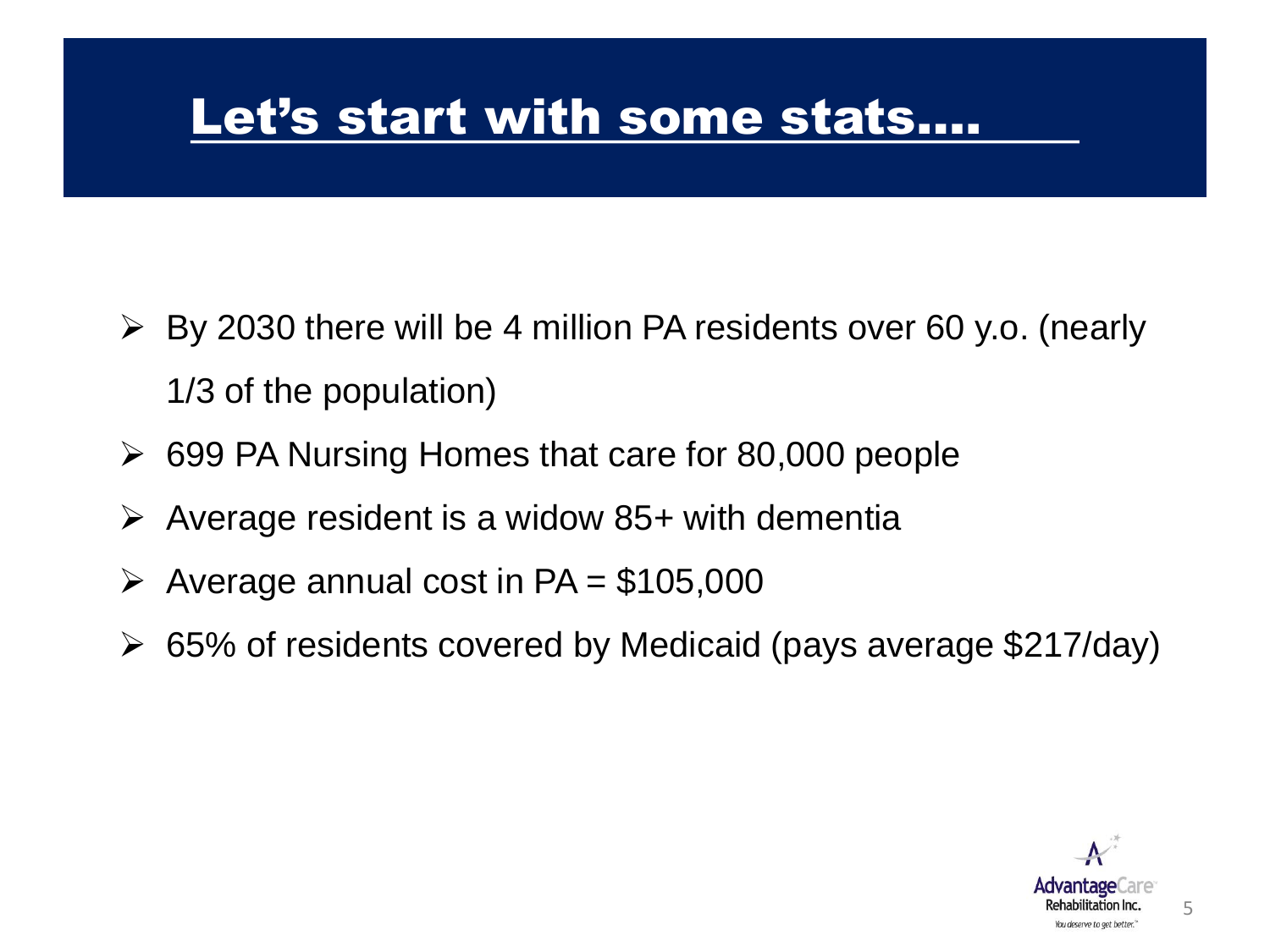# Let's start with some stats....

- By 2030 there will be 4 million PA residents over 60 y.o. (nearly 1/3 of the population)
- 699 PA Nursing Homes that care for 80,000 people
- Average resident is a widow 85+ with dementia
- Average annual cost in PA = $105,000
- 65% of residents covered by Medicaid (pays average $217/day)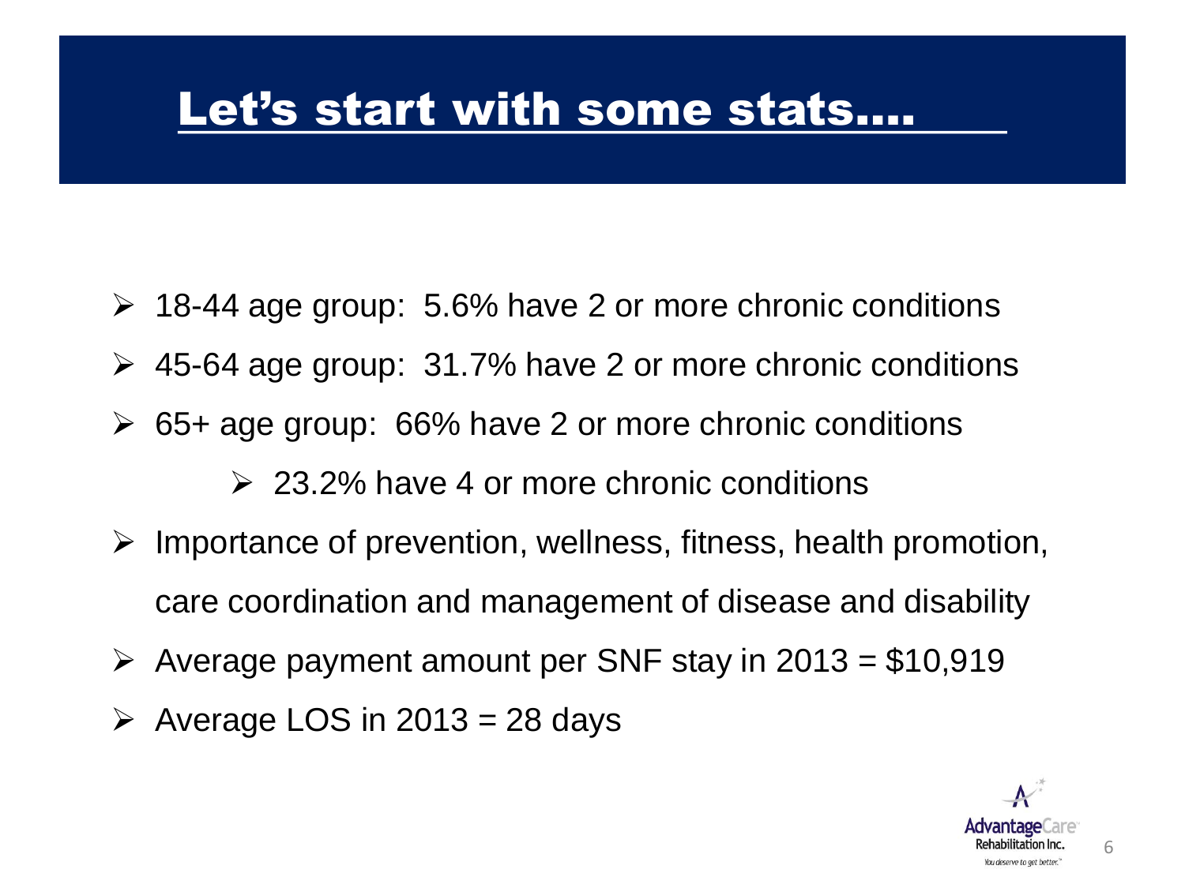# Let's start with some stats….

- 18-44 age group: 5.6% have 2 or more chronic conditions
- 45-64 age group: 31.7% have 2 or more chronic conditions
- 65+ age group: 66% have 2 or more chronic conditions
  - 23.2% have 4 or more chronic conditions
- Importance of prevention, wellness, fitness, health promotion, care coordination and management of disease and disability
- Average payment amount per SNF stay in 2013 = $10,919
- Average LOS in 2013 = 28 days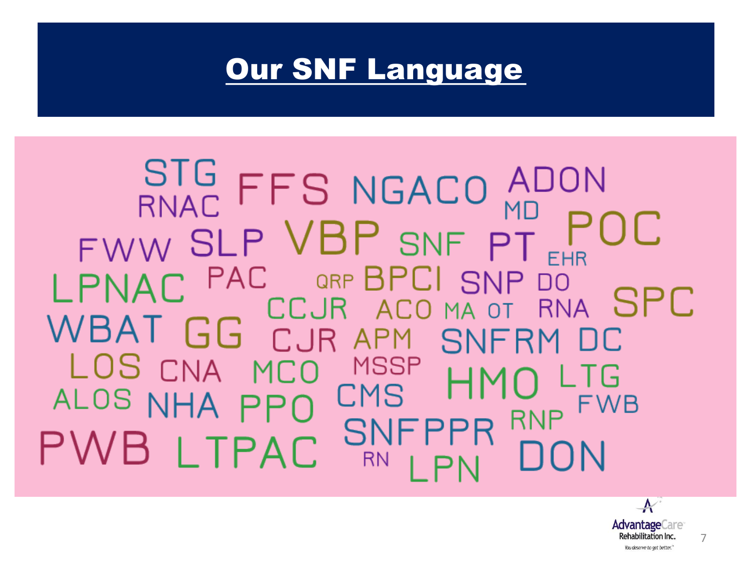# Our SNF Language

STG RNAC FFS NGACO ADON MD

FWW SLP VBP SNF PT EHR POC

LPNAC PAC QRP BPCI SNP DO

CCJR ACO MA OT RNA SPC

WBAT GG CJR APM SNFRM DC

LOS CNA MCO MSSP HMO LTG

ALOS NHA PPO CMS FWB

PWB LTPAC SNFPPR RNP

RN LPN DON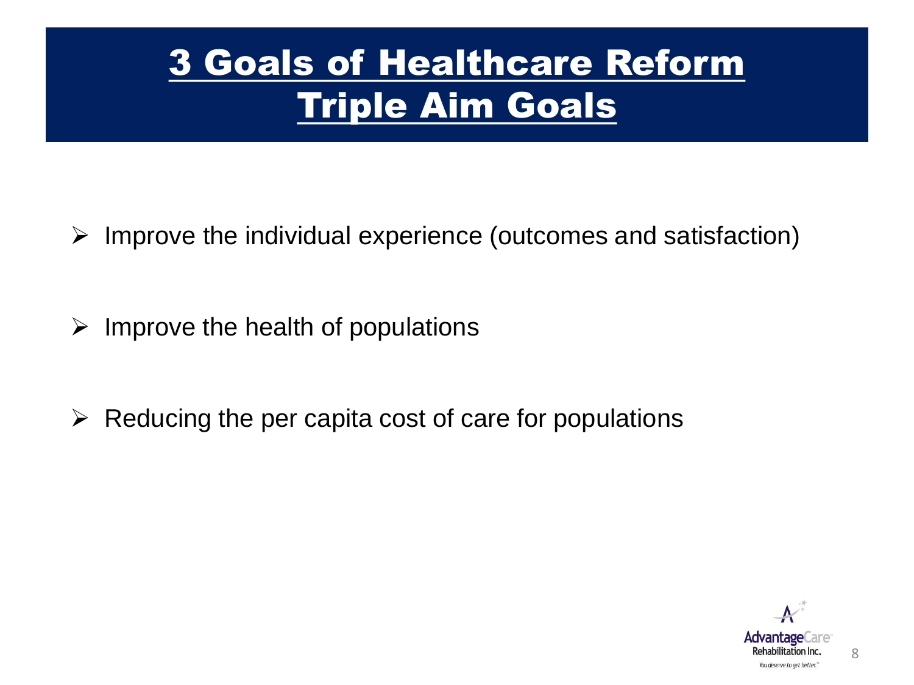# 3 Goals of Healthcare Reform
# Triple Aim Goals

- Improve the individual experience (outcomes and satisfaction)
- Improve the health of populations
- Reducing the per capita cost of care for populations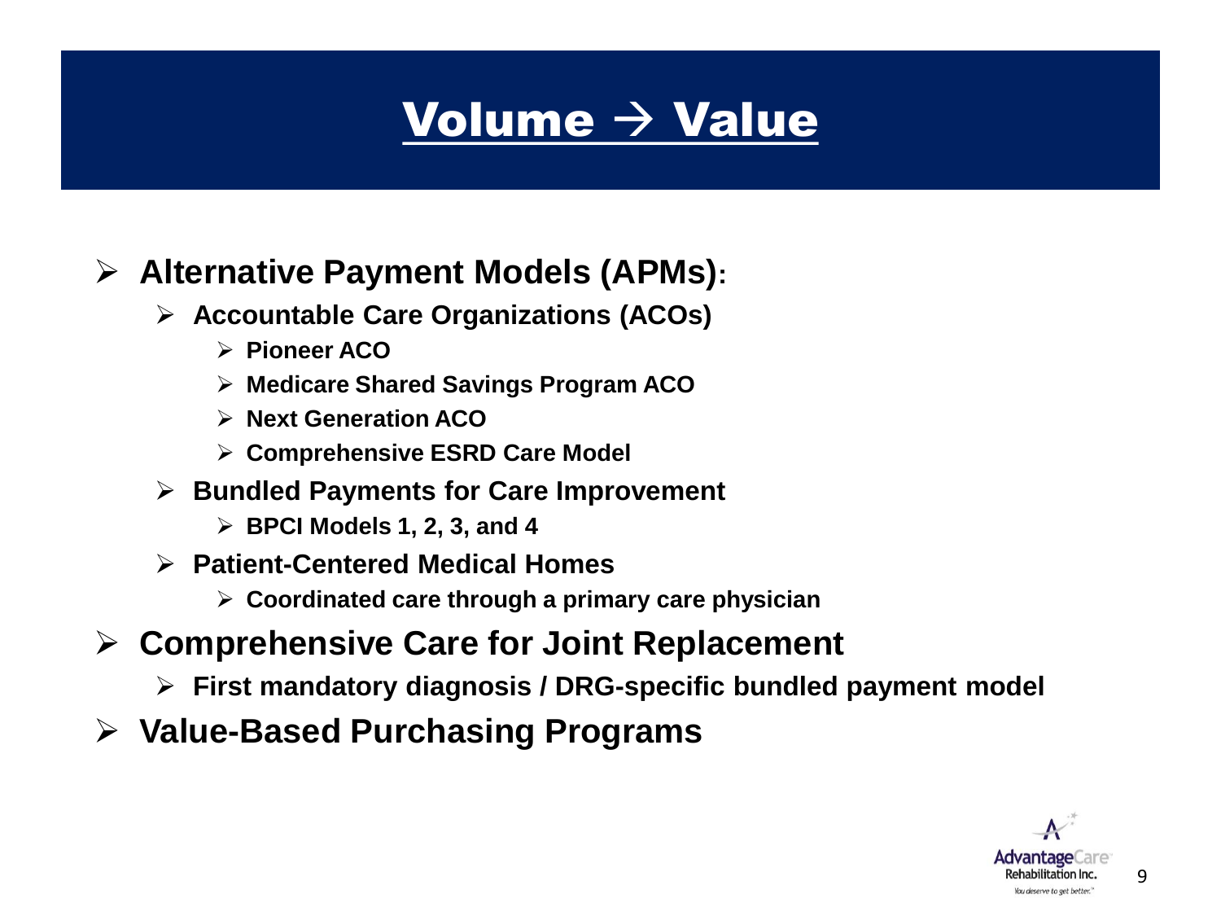# Volume → Value

- **Alternative Payment Models (APMs):**
  - **Accountable Care Organizations (ACOs)**
    - **Pioneer ACO**
    - **Medicare Shared Savings Program ACO**
    - **Next Generation ACO**
    - **Comprehensive ESRD Care Model**
  - **Bundled Payments for Care Improvement**
    - **BPCI Models 1, 2, 3, and 4**
  - **Patient-Centered Medical Homes**
    - **Coordinated care through a primary care physician**
- **Comprehensive Care for Joint Replacement**
  - **First mandatory diagnosis / DRG-specific bundled payment model**
- **Value-Based Purchasing Programs**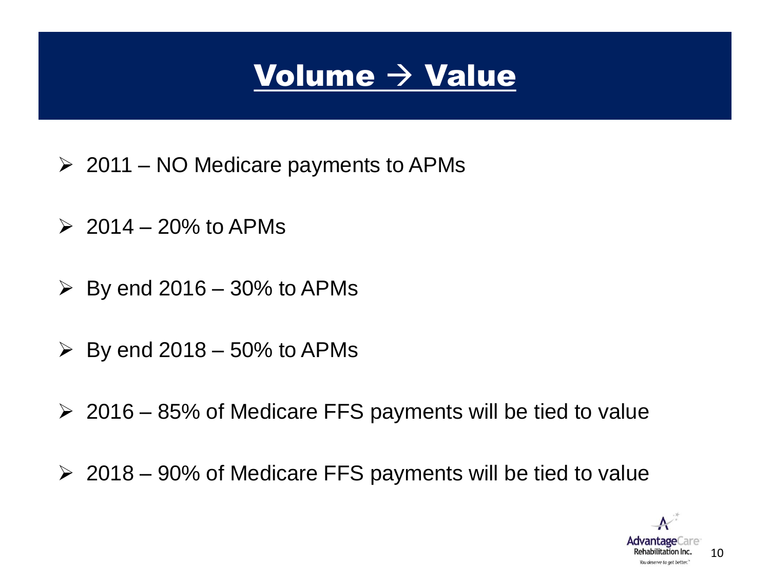# Volume → Value

- 2011 – NO Medicare payments to APMs
- 2014 – 20% to APMs
- By end 2016 – 30% to APMs
- By end 2018 – 50% to APMs
- 2016 – 85% of Medicare FFS payments will be tied to value
- 2018 – 90% of Medicare FFS payments will be tied to value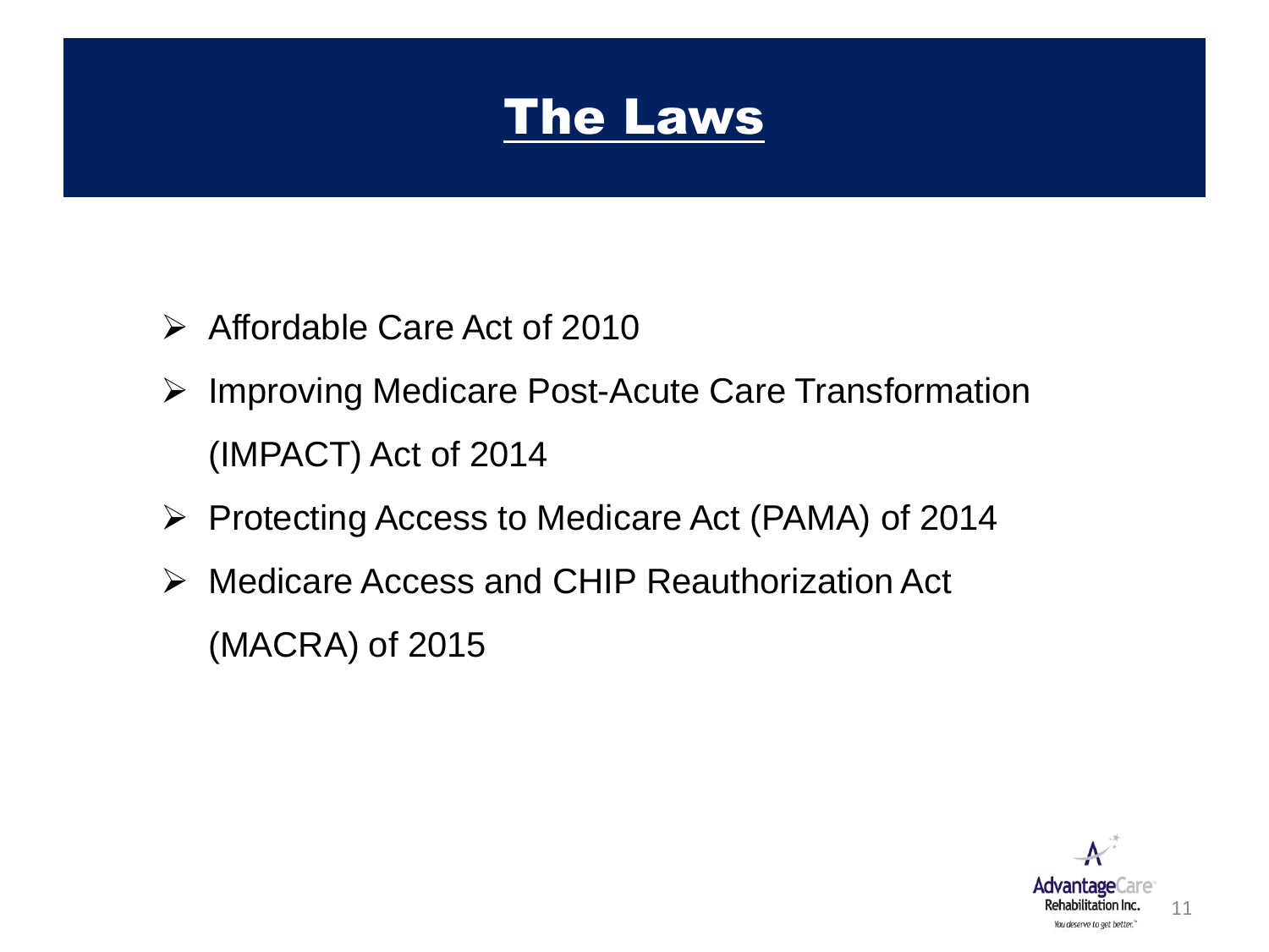# The Laws

- Affordable Care Act of 2010
- Improving Medicare Post-Acute Care Transformation (IMPACT) Act of 2014
- Protecting Access to Medicare Act (PAMA) of 2014
- Medicare Access and CHIP Reauthorization Act (MACRA) of 2015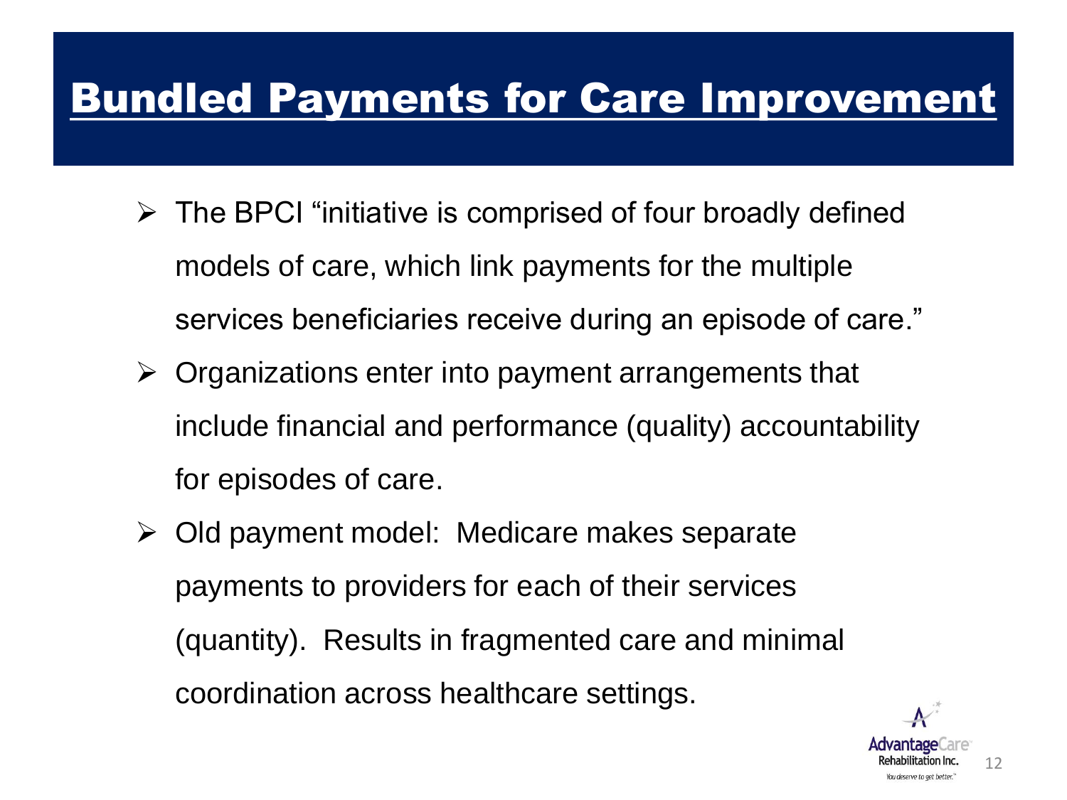# Bundled Payments for Care Improvement

- The BPCI "initiative is comprised of four broadly defined models of care, which link payments for the multiple services beneficiaries receive during an episode of care."
- Organizations enter into payment arrangements that include financial and performance (quality) accountability for episodes of care.
- Old payment model: Medicare makes separate payments to providers for each of their services (quantity). Results in fragmented care and minimal coordination across healthcare settings.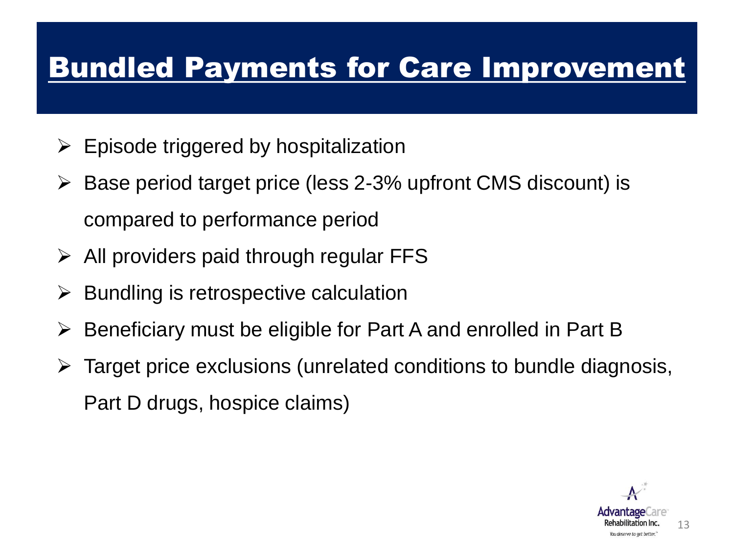# Bundled Payments for Care Improvement

- Episode triggered by hospitalization
- Base period target price (less 2-3% upfront CMS discount) is compared to performance period
- All providers paid through regular FFS
- Bundling is retrospective calculation
- Beneficiary must be eligible for Part A and enrolled in Part B
- Target price exclusions (unrelated conditions to bundle diagnosis, Part D drugs, hospice claims)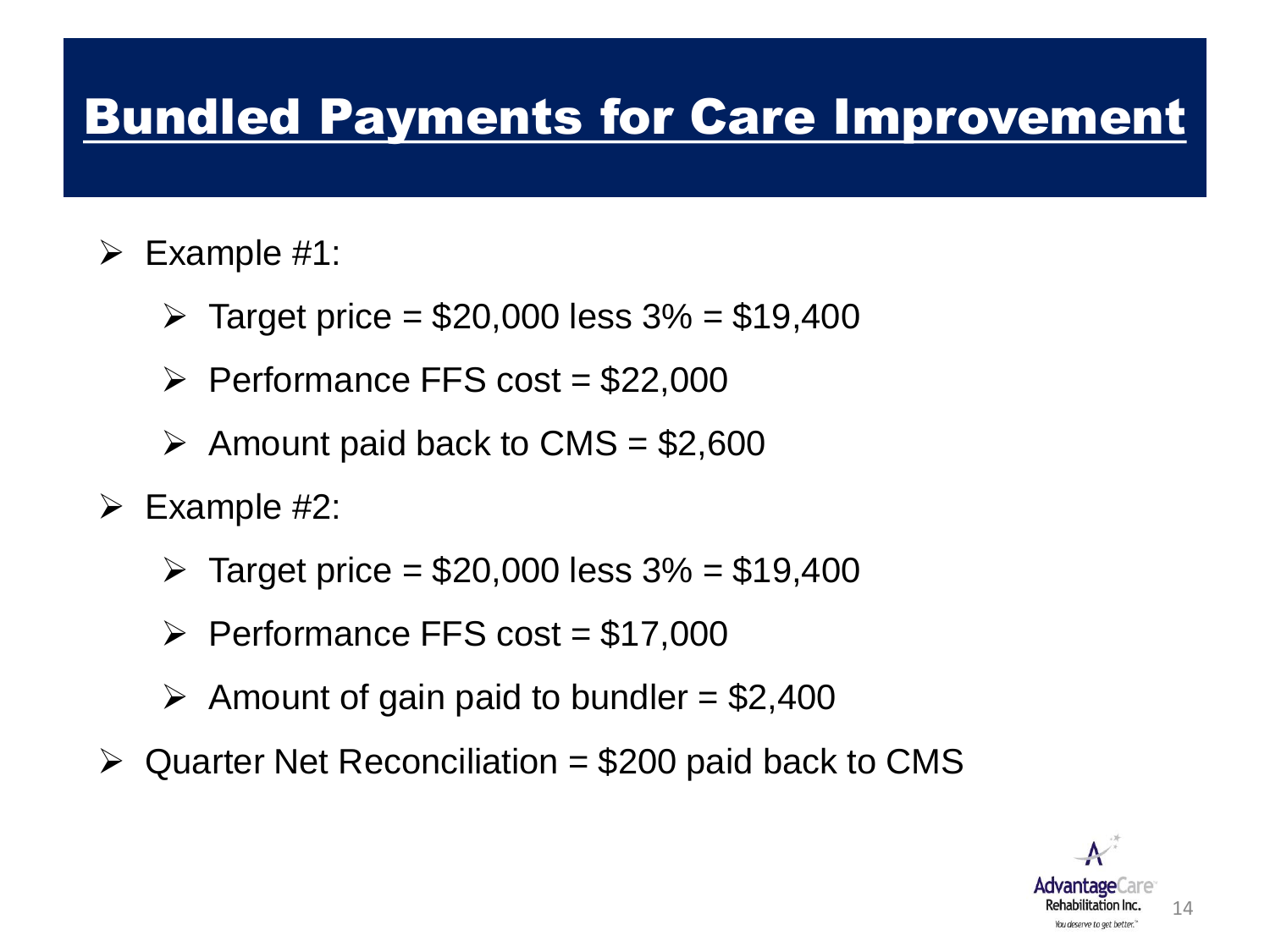# Bundled Payments for Care Improvement

- Example #1:
  - Target price = $20,000 less 3% = $19,400
  - Performance FFS cost = $22,000
  - Amount paid back to CMS = $2,600
- Example #2:
  - Target price = $20,000 less 3% = $19,400
  - Performance FFS cost = $17,000
  - Amount of gain paid to bundler = $2,400
- Quarter Net Reconciliation = $200 paid back to CMS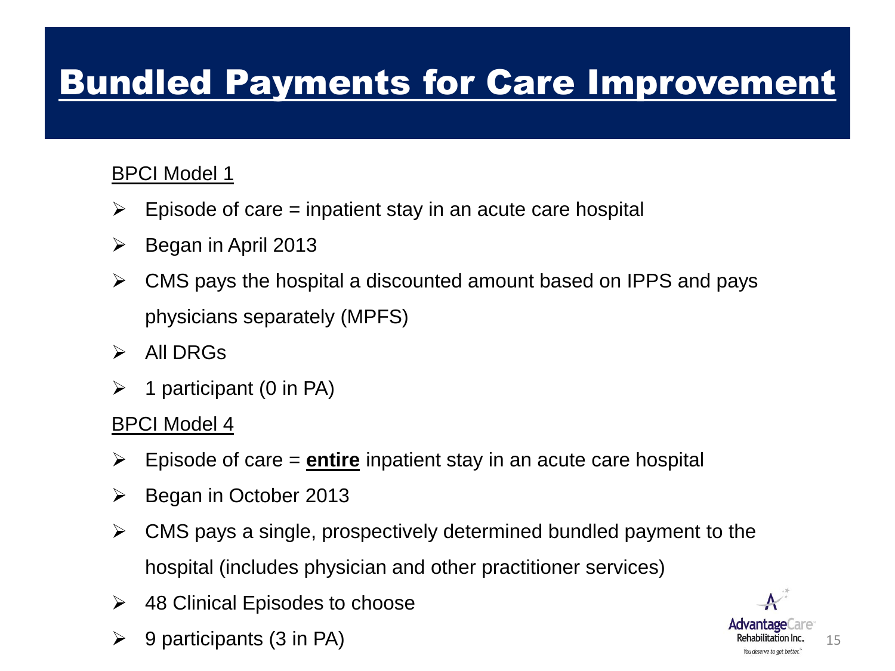# Bundled Payments for Care Improvement

BPCI Model 1

- Episode of care = inpatient stay in an acute care hospital
- Began in April 2013
- CMS pays the hospital a discounted amount based on IPPS and pays physicians separately (MPFS)
- All DRGs
- 1 participant (0 in PA)

BPCI Model 4

- Episode of care = **entire** inpatient stay in an acute care hospital
- Began in October 2013
- CMS pays a single, prospectively determined bundled payment to the hospital (includes physician and other practitioner services)
- 48 Clinical Episodes to choose
- 9 participants (3 in PA)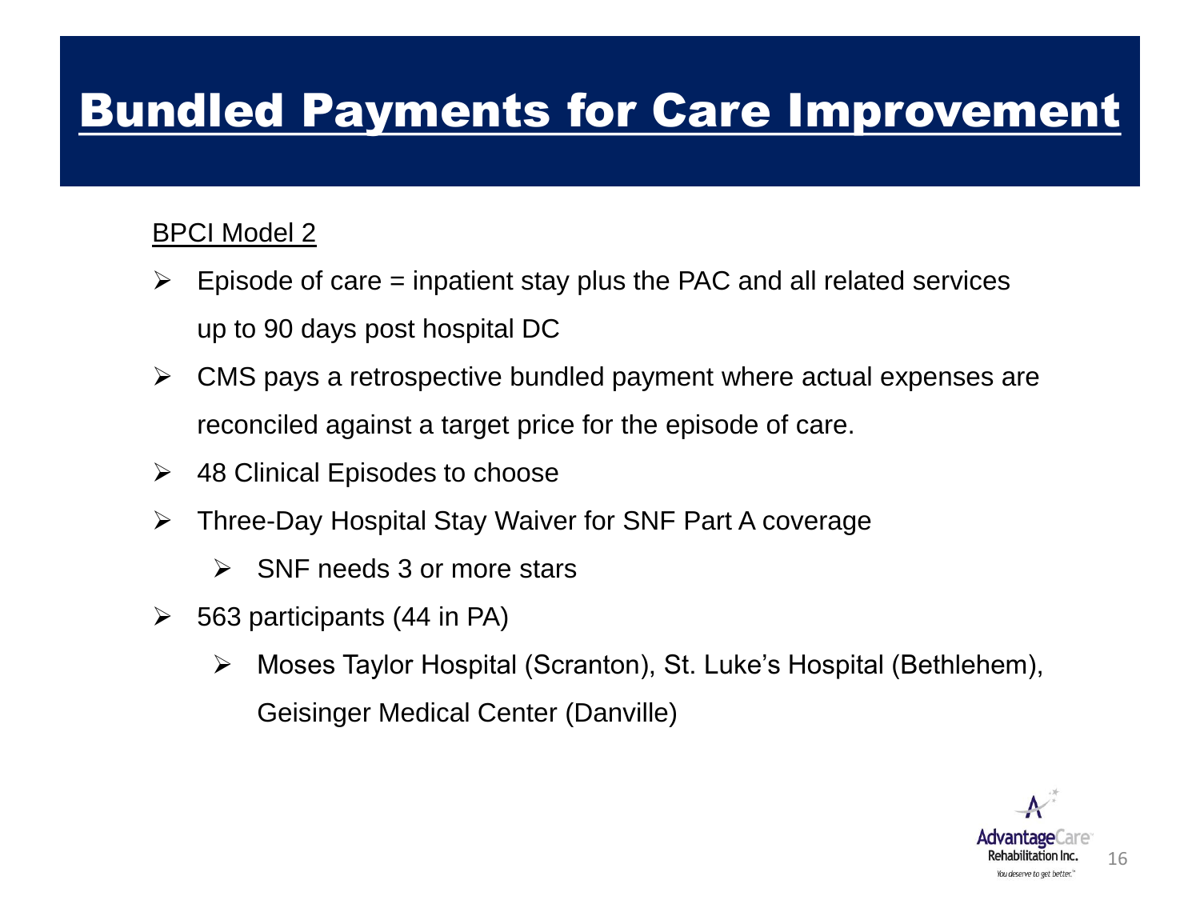# Bundled Payments for Care Improvement

BPCI Model 2

- Episode of care = inpatient stay plus the PAC and all related services up to 90 days post hospital DC
- CMS pays a retrospective bundled payment where actual expenses are reconciled against a target price for the episode of care.
- 48 Clinical Episodes to choose
- Three-Day Hospital Stay Waiver for SNF Part A coverage
  - SNF needs 3 or more stars
- 563 participants (44 in PA)
  - Moses Taylor Hospital (Scranton), St. Luke's Hospital (Bethlehem), Geisinger Medical Center (Danville)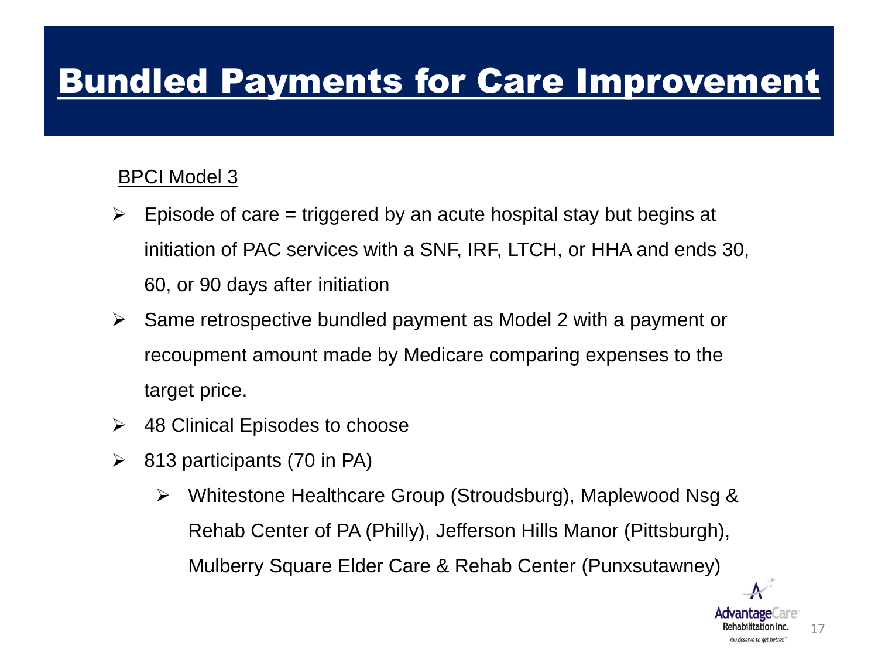# Bundled Payments for Care Improvement

BPCI Model 3

- Episode of care = triggered by an acute hospital stay but begins at initiation of PAC services with a SNF, IRF, LTCH, or HHA and ends 30, 60, or 90 days after initiation
- Same retrospective bundled payment as Model 2 with a payment or recoupment amount made by Medicare comparing expenses to the target price.
- 48 Clinical Episodes to choose
- 813 participants (70 in PA)
  - Whitestone Healthcare Group (Stroudsburg), Maplewood Nsg & Rehab Center of PA (Philly), Jefferson Hills Manor (Pittsburgh), Mulberry Square Elder Care & Rehab Center (Punxsutawney)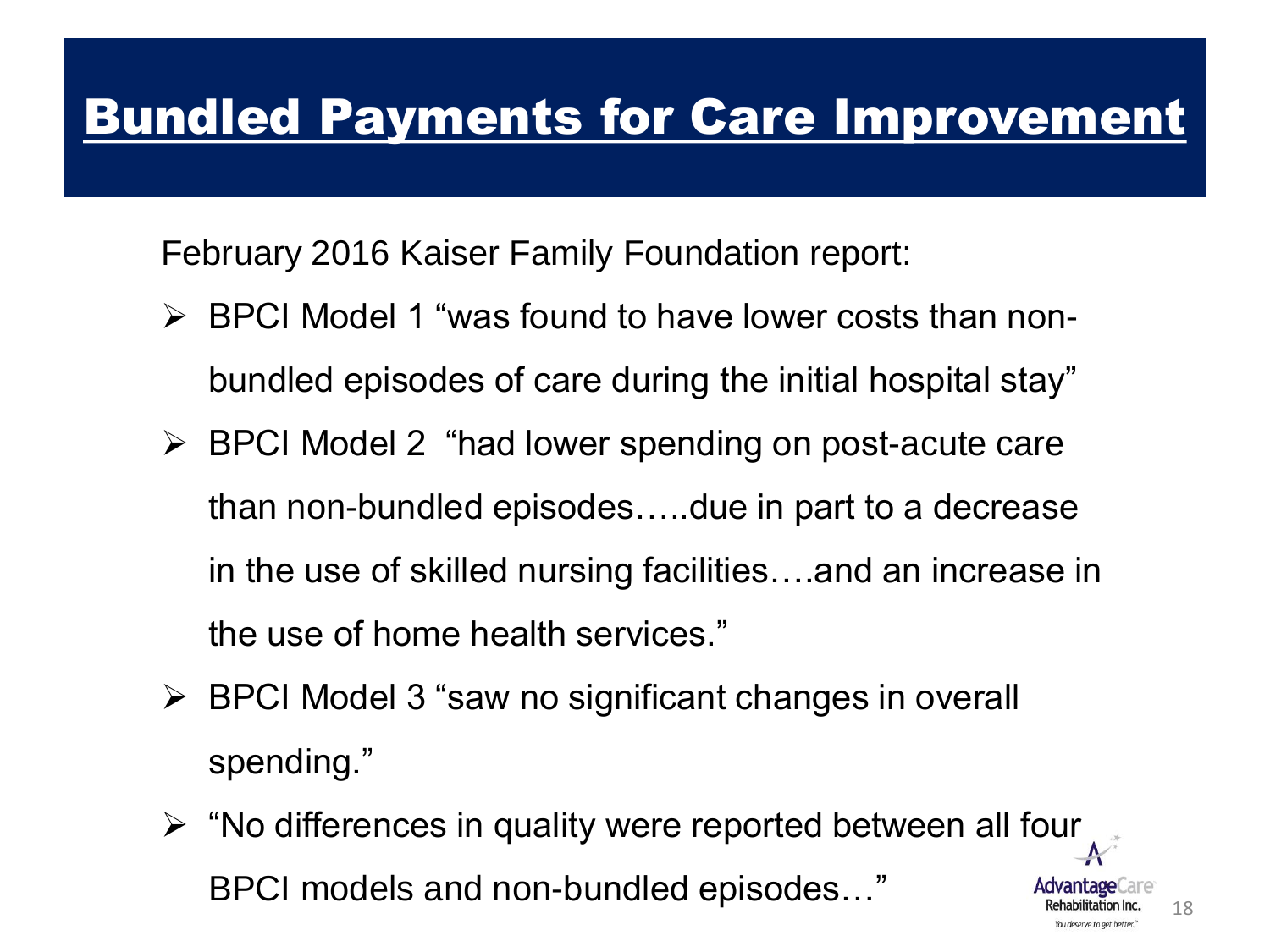# Bundled Payments for Care Improvement

February 2016 Kaiser Family Foundation report:

- BPCI Model 1 "was found to have lower costs than non-bundled episodes of care during the initial hospital stay"
- BPCI Model 2 "had lower spending on post-acute care than non-bundled episodes…..due in part to a decrease in the use of skilled nursing facilities….and an increase in the use of home health services."
- BPCI Model 3 "saw no significant changes in overall spending."
- "No differences in quality were reported between all four BPCI models and non-bundled episodes…"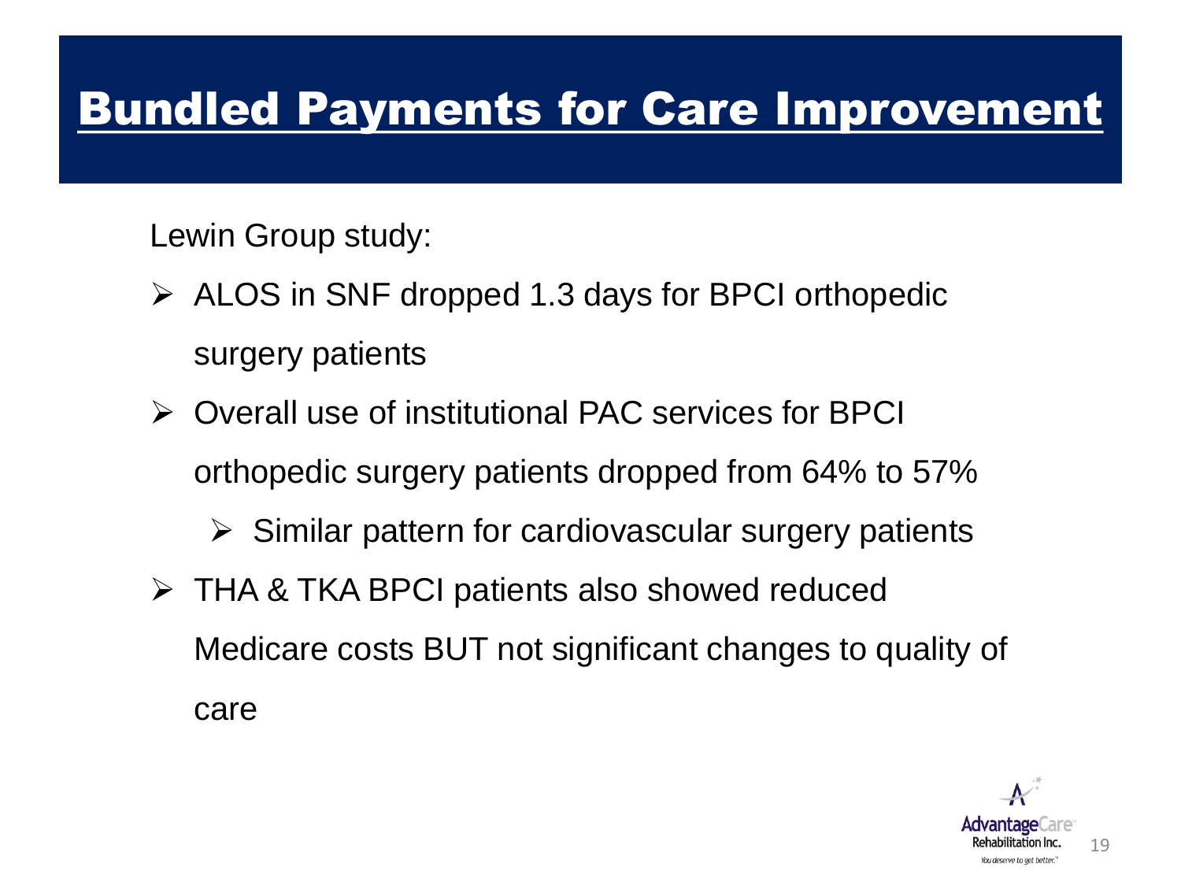# Bundled Payments for Care Improvement

Lewin Group study:

- ALOS in SNF dropped 1.3 days for BPCI orthopedic surgery patients
- Overall use of institutional PAC services for BPCI orthopedic surgery patients dropped from 64% to 57%
  - Similar pattern for cardiovascular surgery patients
- THA & TKA BPCI patients also showed reduced Medicare costs BUT not significant changes to quality of care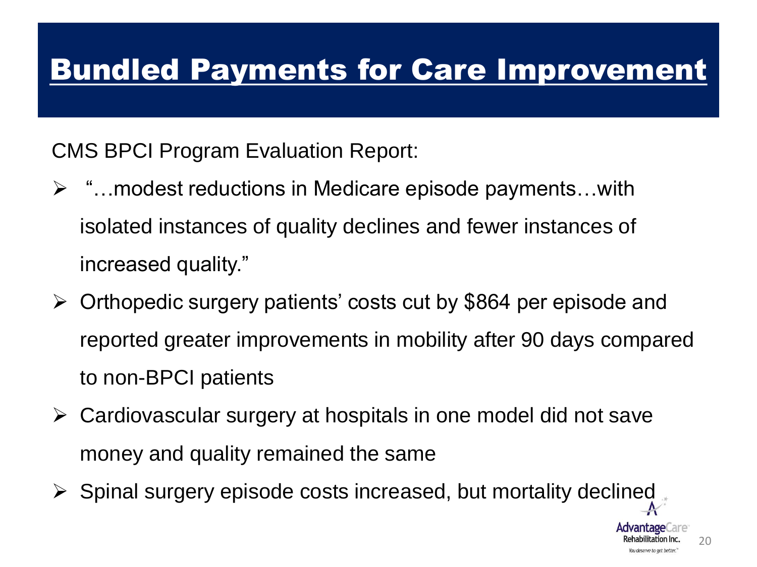# Bundled Payments for Care Improvement

CMS BPCI Program Evaluation Report:

- "…modest reductions in Medicare episode payments…with isolated instances of quality declines and fewer instances of increased quality."
- Orthopedic surgery patients' costs cut by $864 per episode and reported greater improvements in mobility after 90 days compared to non-BPCI patients
- Cardiovascular surgery at hospitals in one model did not save money and quality remained the same
- Spinal surgery episode costs increased, but mortality declined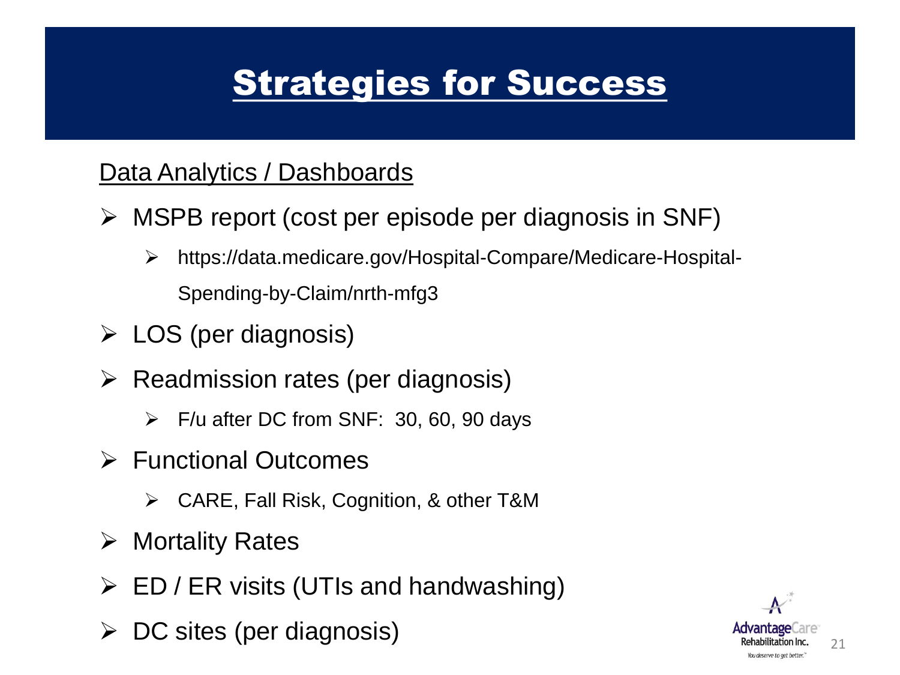# Strategies for Success

Data Analytics / Dashboards

- MSPB report (cost per episode per diagnosis in SNF)
  - https://data.medicare.gov/Hospital-Compare/Medicare-Hospital-Spending-by-Claim/nrth-mfg3
- LOS (per diagnosis)
- Readmission rates (per diagnosis)
  - F/u after DC from SNF: 30, 60, 90 days
- Functional Outcomes
  - CARE, Fall Risk, Cognition, & other T&M
- Mortality Rates
- ED / ER visits (UTIs and handwashing)
- DC sites (per diagnosis)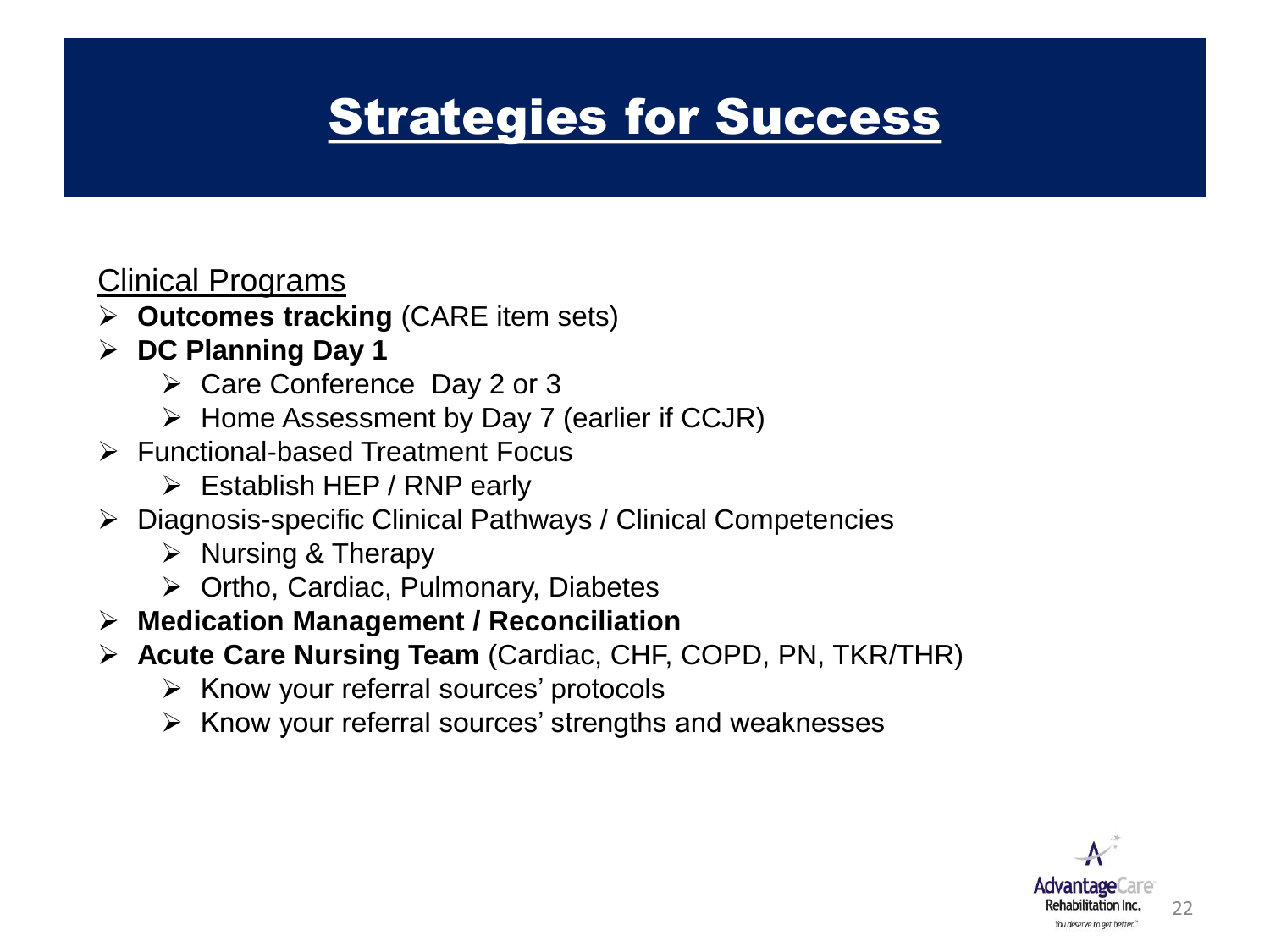# Strategies for Success

Clinical Programs

- **Outcomes tracking** (CARE item sets)
- **DC Planning Day 1**
  - Care Conference Day 2 or 3
  - Home Assessment by Day 7 (earlier if CCJR)
- Functional-based Treatment Focus
  - Establish HEP / RNP early
- Diagnosis-specific Clinical Pathways / Clinical Competencies
  - Nursing & Therapy
  - Ortho, Cardiac, Pulmonary, Diabetes
- **Medication Management / Reconciliation**
- **Acute Care Nursing Team** (Cardiac, CHF, COPD, PN, TKR/THR)
  - Know your referral sources' protocols
  - Know your referral sources' strengths and weaknesses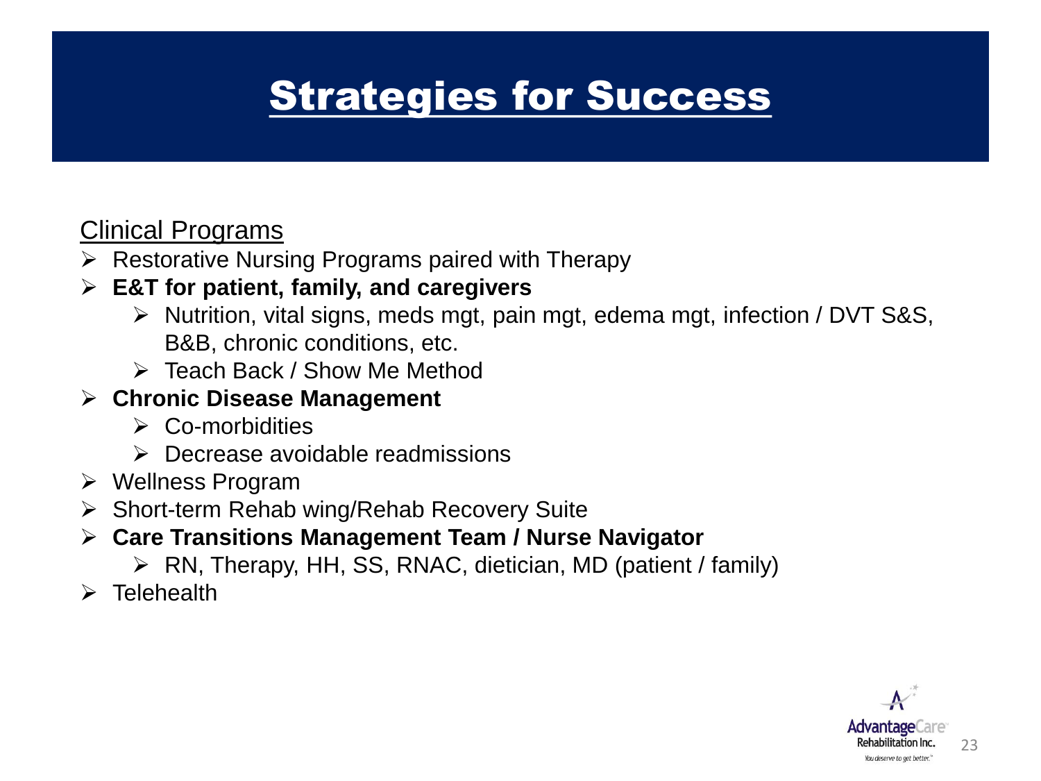# Strategies for Success

Clinical Programs

- Restorative Nursing Programs paired with Therapy
- **E&T for patient, family, and caregivers**
  - Nutrition, vital signs, meds mgt, pain mgt, edema mgt, infection / DVT S&S, B&B, chronic conditions, etc.
  - Teach Back / Show Me Method
- **Chronic Disease Management**
  - Co-morbidities
  - Decrease avoidable readmissions
- Wellness Program
- Short-term Rehab wing/Rehab Recovery Suite
- **Care Transitions Management Team / Nurse Navigator**
  - RN, Therapy, HH, SS, RNAC, dietician, MD (patient / family)
- Telehealth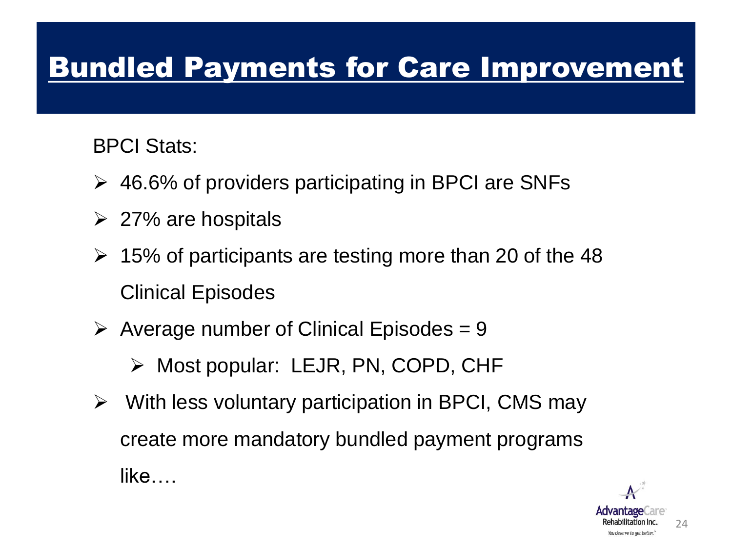# Bundled Payments for Care Improvement

BPCI Stats:

- 46.6% of providers participating in BPCI are SNFs
- 27% are hospitals
- 15% of participants are testing more than 20 of the 48 Clinical Episodes
- Average number of Clinical Episodes = 9
  - Most popular: LEJR, PN, COPD, CHF
- With less voluntary participation in BPCI, CMS may create more mandatory bundled payment programs like….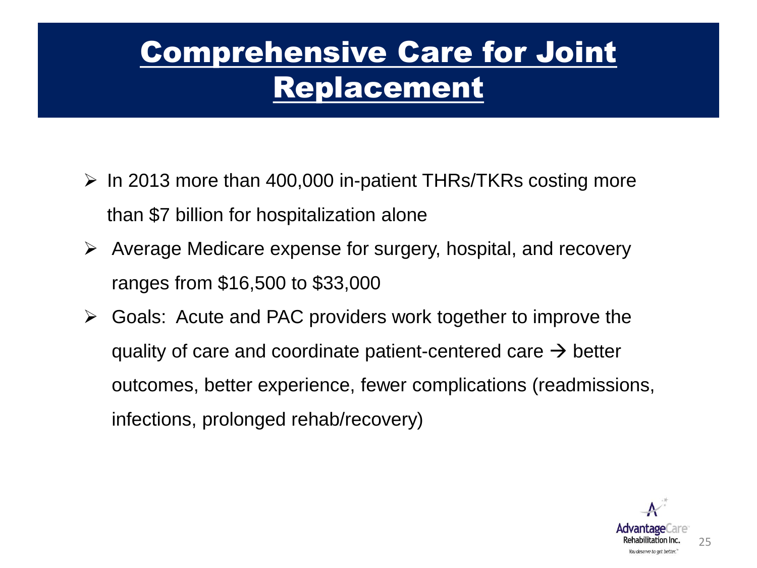# Comprehensive Care for Joint Replacement

- In 2013 more than 400,000 in-patient THRs/TKRs costing more than $7 billion for hospitalization alone
- Average Medicare expense for surgery, hospital, and recovery ranges from $16,500 to $33,000
- Goals: Acute and PAC providers work together to improve the quality of care and coordinate patient-centered care → better outcomes, better experience, fewer complications (readmissions, infections, prolonged rehab/recovery)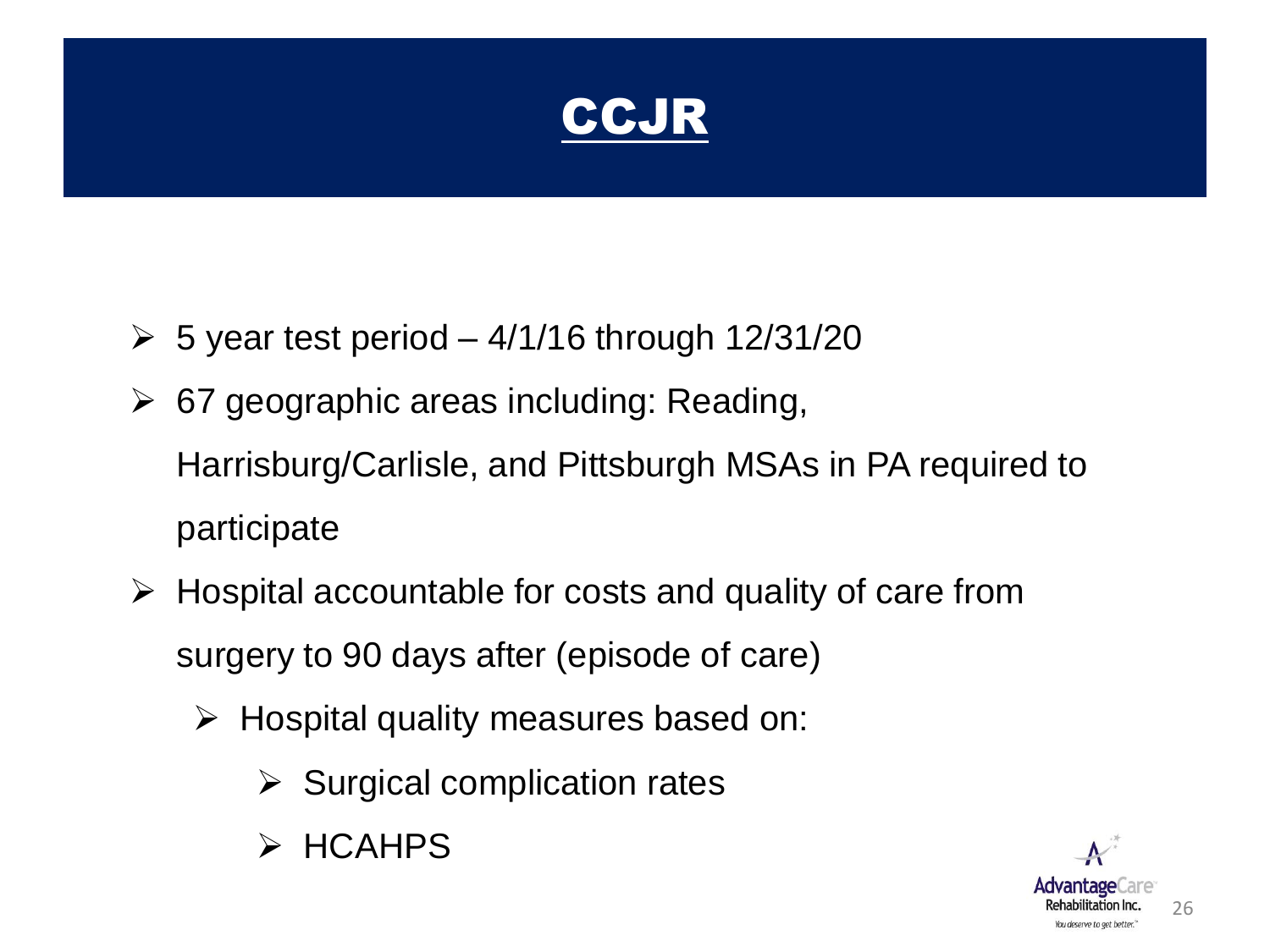# CCJR

- 5 year test period – 4/1/16 through 12/31/20
- 67 geographic areas including: Reading, Harrisburg/Carlisle, and Pittsburgh MSAs in PA required to participate
- Hospital accountable for costs and quality of care from surgery to 90 days after (episode of care)
  - Hospital quality measures based on:
    - Surgical complication rates
    - HCAHPS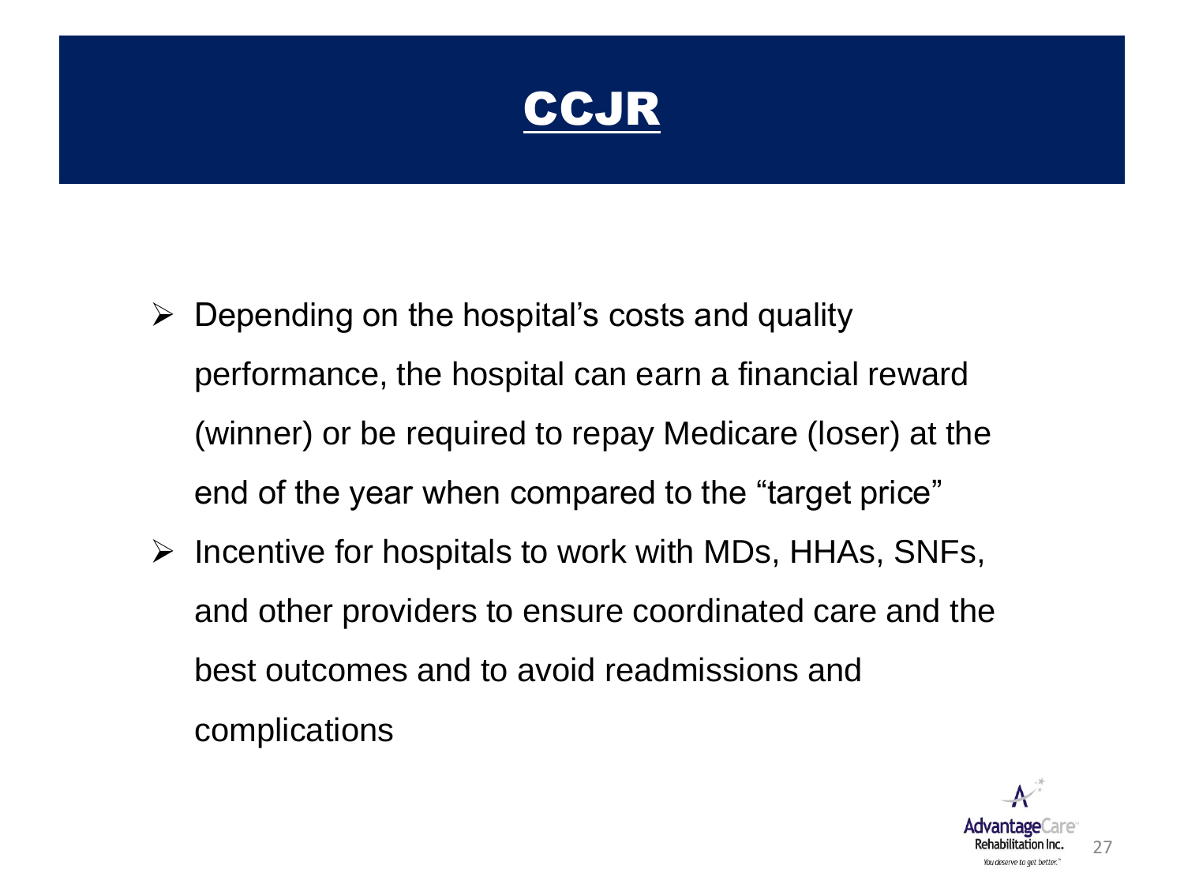# CCJR

- Depending on the hospital's costs and quality performance, the hospital can earn a financial reward (winner) or be required to repay Medicare (loser) at the end of the year when compared to the "target price"
- Incentive for hospitals to work with MDs, HHAs, SNFs, and other providers to ensure coordinated care and the best outcomes and to avoid readmissions and complications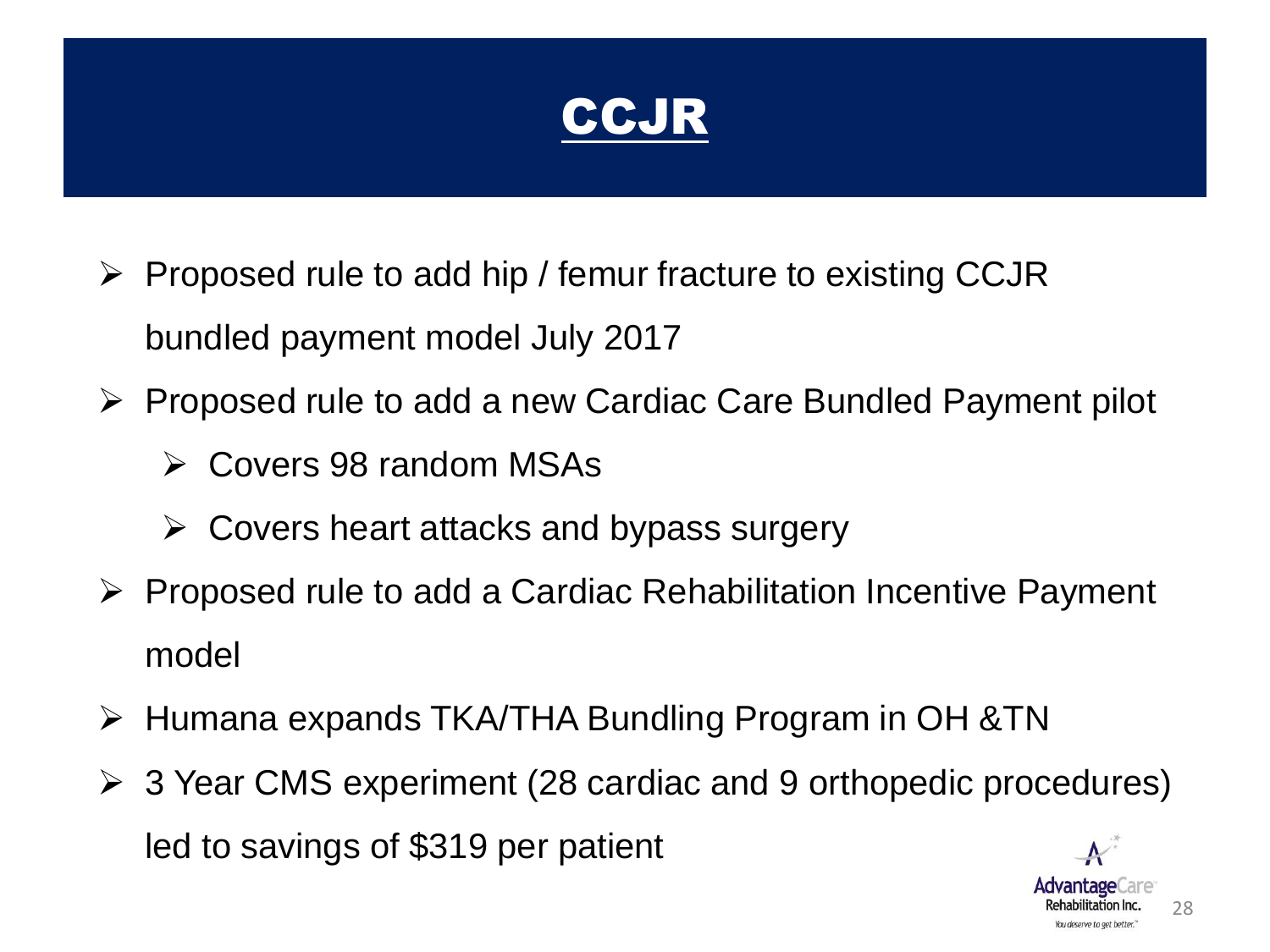# CCJR

- Proposed rule to add hip / femur fracture to existing CCJR bundled payment model July 2017
- Proposed rule to add a new Cardiac Care Bundled Payment pilot
  - Covers 98 random MSAs
  - Covers heart attacks and bypass surgery
- Proposed rule to add a Cardiac Rehabilitation Incentive Payment model
- Humana expands TKA/THA Bundling Program in OH &TN
- 3 Year CMS experiment (28 cardiac and 9 orthopedic procedures) led to savings of $319 per patient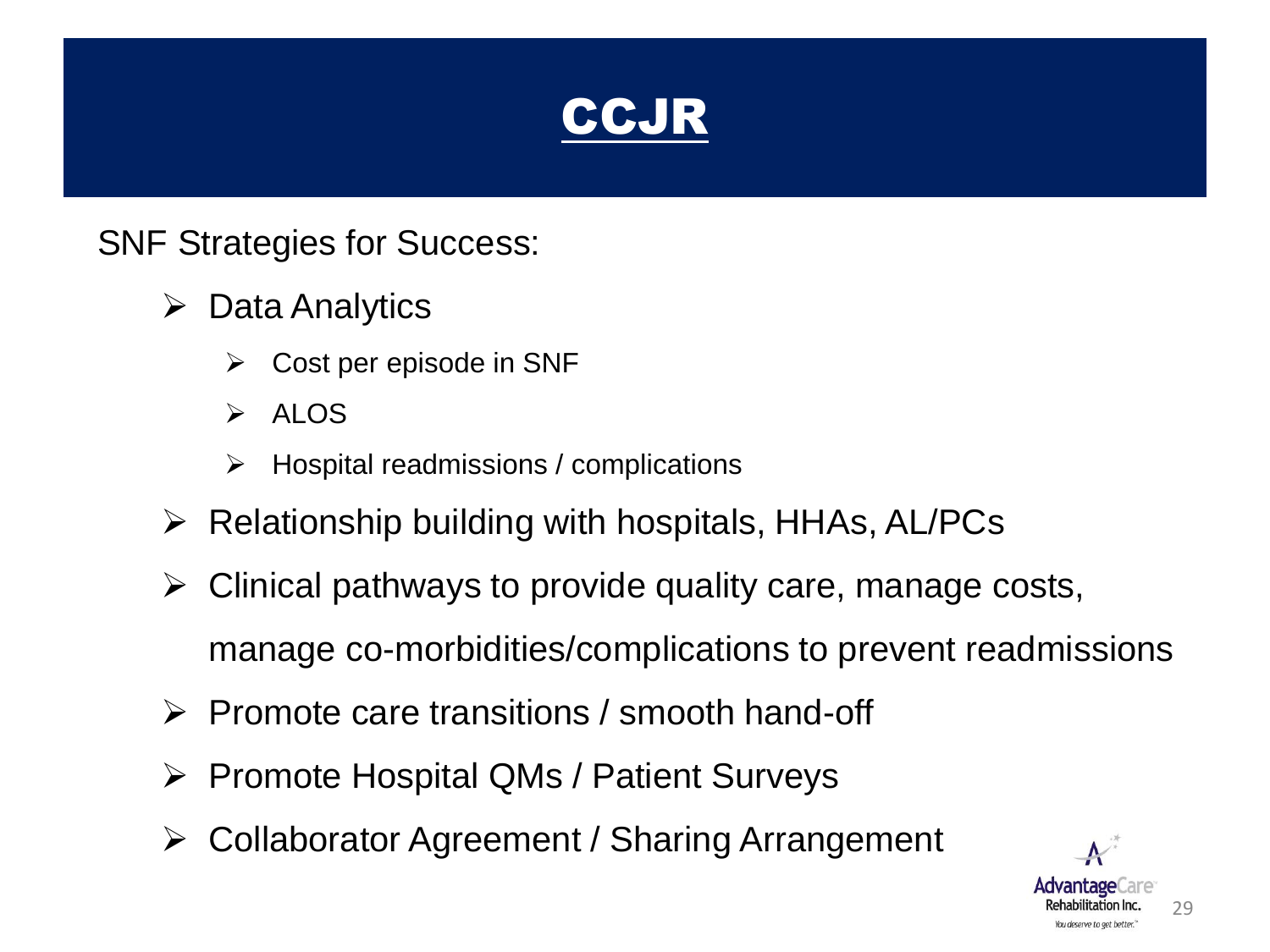# CCJR

SNF Strategies for Success:

- Data Analytics
  - Cost per episode in SNF
  - ALOS
  - Hospital readmissions / complications
- Relationship building with hospitals, HHAs, AL/PCs
- Clinical pathways to provide quality care, manage costs, manage co-morbidities/complications to prevent readmissions
- Promote care transitions / smooth hand-off
- Promote Hospital QMs / Patient Surveys
- Collaborator Agreement / Sharing Arrangement

AdvantageCare Rehabilitation Inc.
You deserve to get better.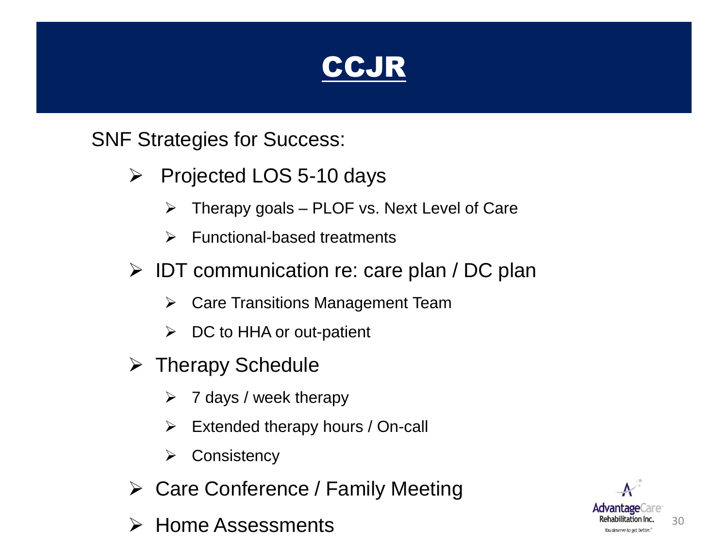# CCJR

SNF Strategies for Success:

- Projected LOS 5-10 days
  - Therapy goals – PLOF vs. Next Level of Care
  - Functional-based treatments
- IDT communication re: care plan / DC plan
  - Care Transitions Management Team
  - DC to HHA or out-patient
- Therapy Schedule
  - 7 days / week therapy
  - Extended therapy hours / On-call
  - Consistency
- Care Conference / Family Meeting
- Home Assessments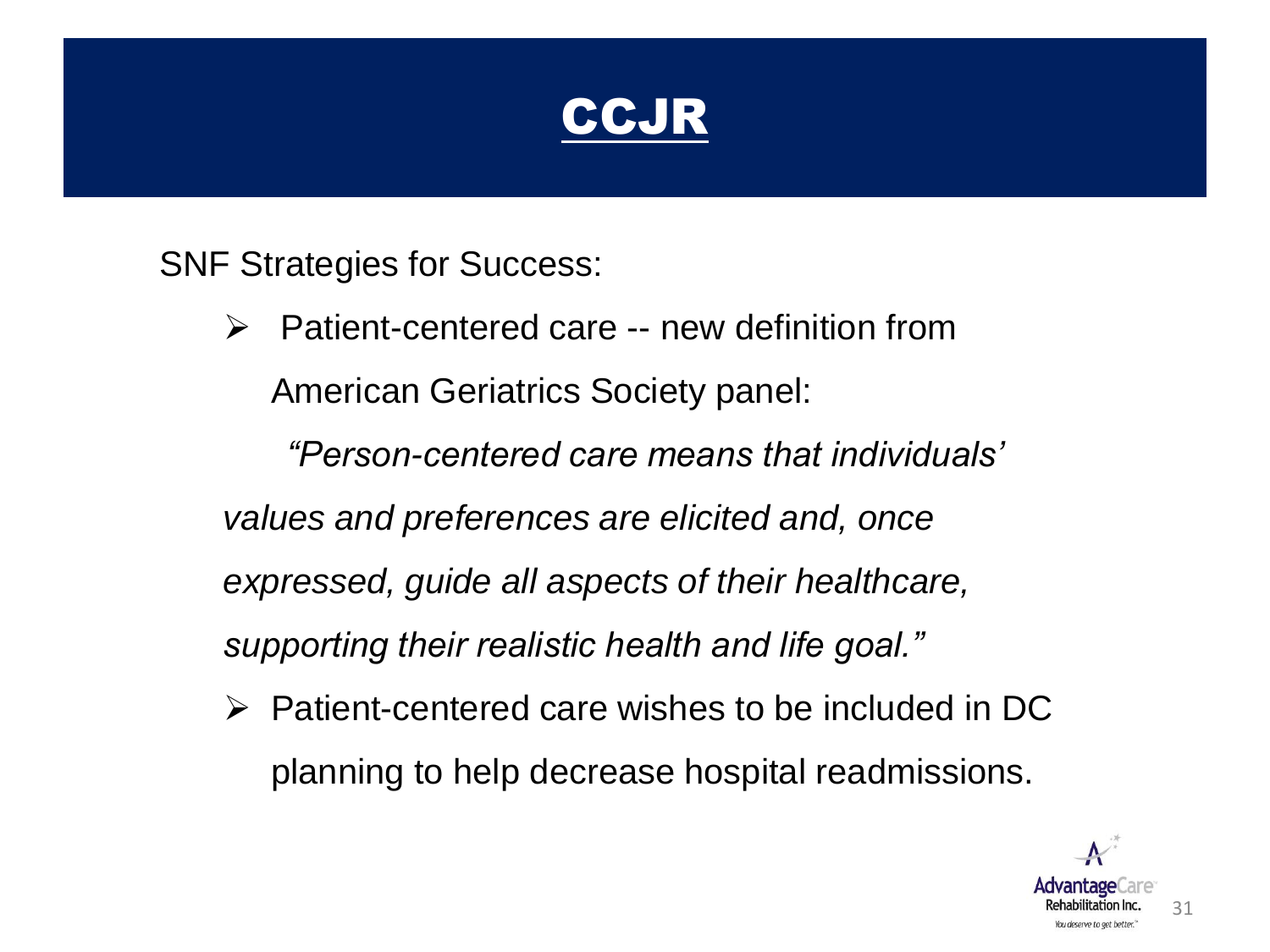# CCJR

SNF Strategies for Success:

- Patient-centered care -- new definition from American Geriatrics Society panel:

  *"Person-centered care means that individuals' values and preferences are elicited and, once expressed, guide all aspects of their healthcare, supporting their realistic health and life goal."*

- Patient-centered care wishes to be included in DC planning to help decrease hospital readmissions.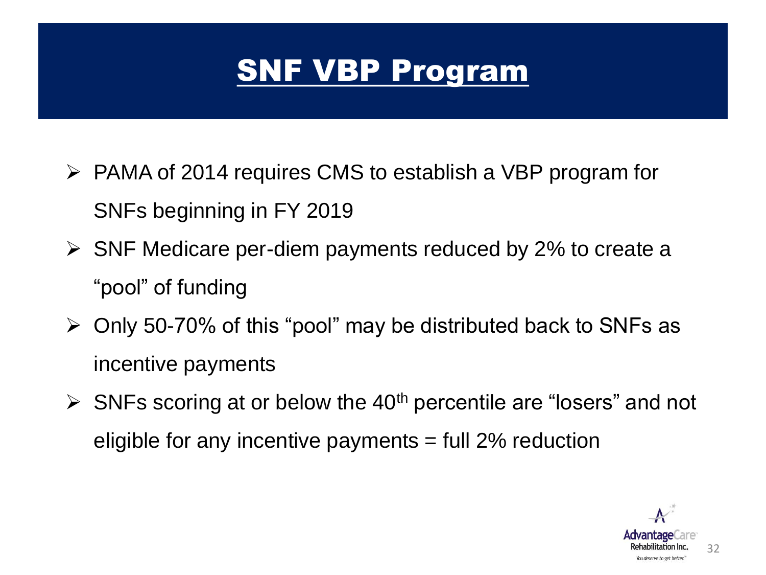# SNF VBP Program

- PAMA of 2014 requires CMS to establish a VBP program for SNFs beginning in FY 2019
- SNF Medicare per-diem payments reduced by 2% to create a "pool" of funding
- Only 50-70% of this "pool" may be distributed back to SNFs as incentive payments
- SNFs scoring at or below the 40th percentile are "losers" and not eligible for any incentive payments = full 2% reduction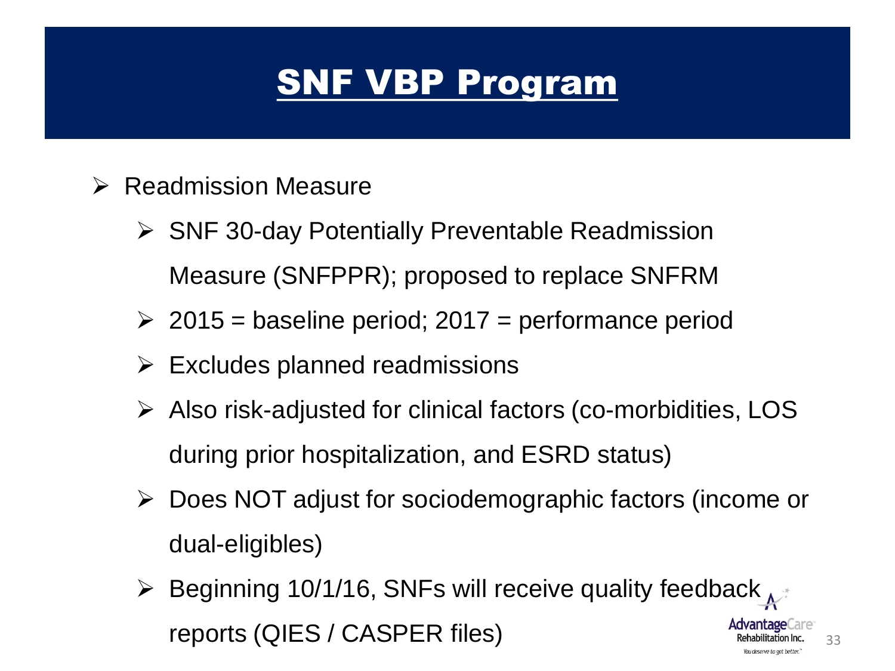# SNF VBP Program

- Readmission Measure
  - SNF 30-day Potentially Preventable Readmission Measure (SNFPPR); proposed to replace SNFRM
  - 2015 = baseline period; 2017 = performance period
  - Excludes planned readmissions
  - Also risk-adjusted for clinical factors (co-morbidities, LOS during prior hospitalization, and ESRD status)
  - Does NOT adjust for sociodemographic factors (income or dual-eligibles)
  - Beginning 10/1/16, SNFs will receive quality feedback reports (QIES / CASPER files)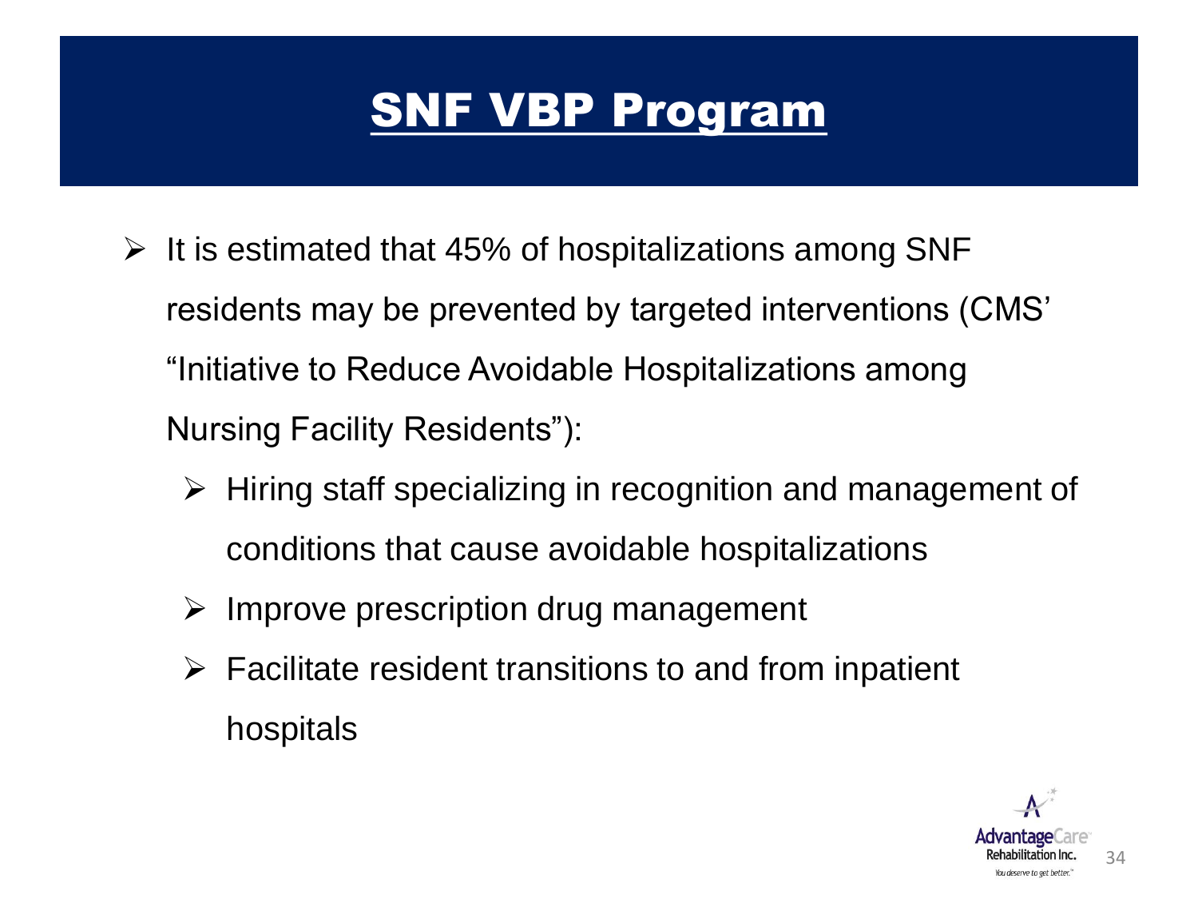# SNF VBP Program

- It is estimated that 45% of hospitalizations among SNF residents may be prevented by targeted interventions (CMS' "Initiative to Reduce Avoidable Hospitalizations among Nursing Facility Residents"):
  - Hiring staff specializing in recognition and management of conditions that cause avoidable hospitalizations
  - Improve prescription drug management
  - Facilitate resident transitions to and from inpatient hospitals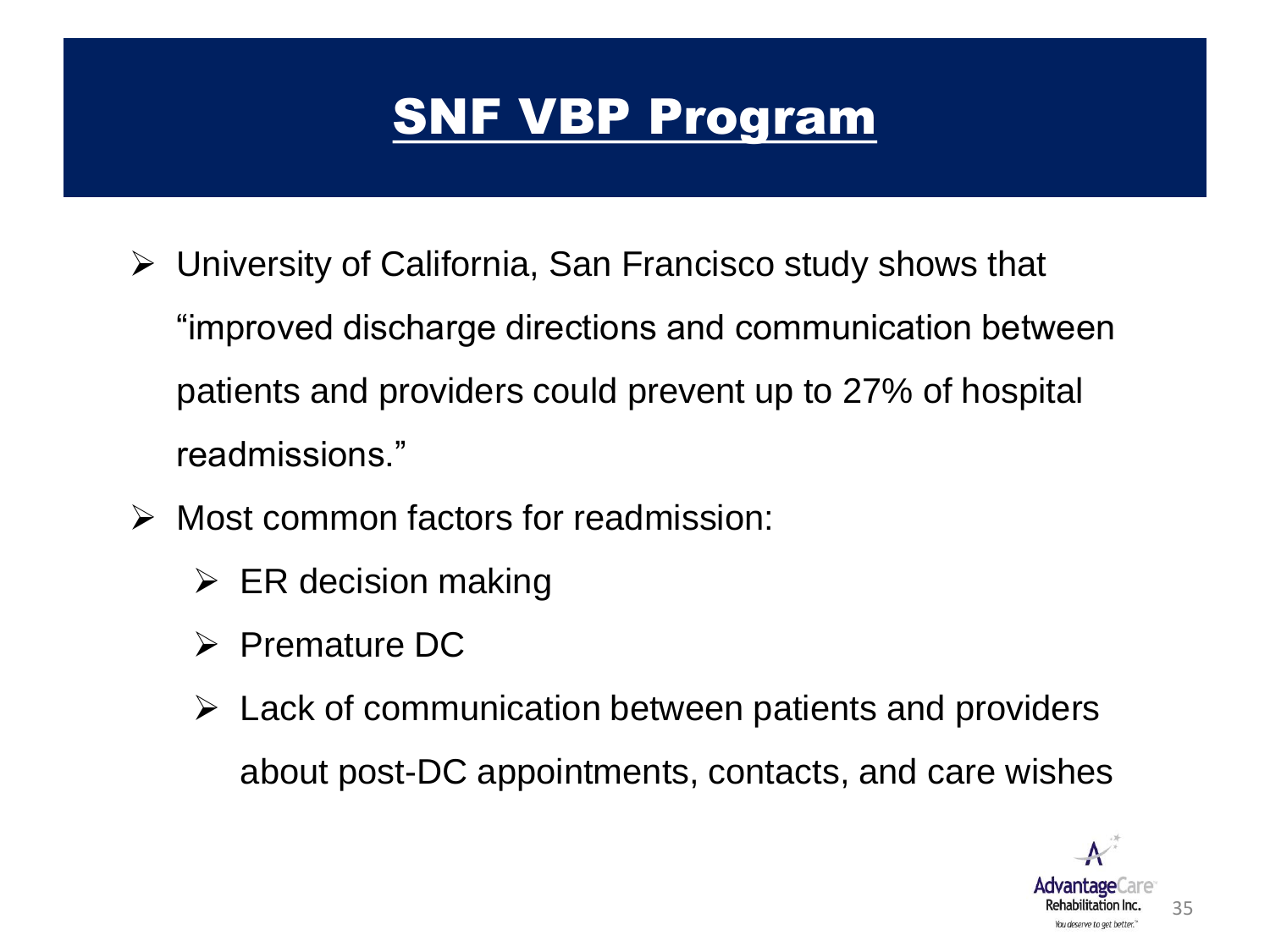# SNF VBP Program

- University of California, San Francisco study shows that "improved discharge directions and communication between patients and providers could prevent up to 27% of hospital readmissions."
- Most common factors for readmission:
  - ER decision making
  - Premature DC
  - Lack of communication between patients and providers about post-DC appointments, contacts, and care wishes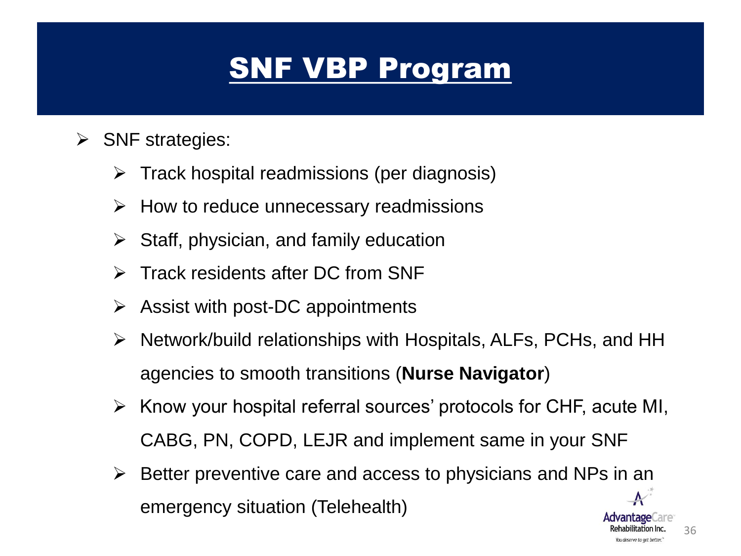# SNF VBP Program

- SNF strategies:
  - Track hospital readmissions (per diagnosis)
  - How to reduce unnecessary readmissions
  - Staff, physician, and family education
  - Track residents after DC from SNF
  - Assist with post-DC appointments
  - Network/build relationships with Hospitals, ALFs, PCHs, and HH agencies to smooth transitions (**Nurse Navigator**)
  - Know your hospital referral sources' protocols for CHF, acute MI, CABG, PN, COPD, LEJR and implement same in your SNF
  - Better preventive care and access to physicians and NPs in an emergency situation (Telehealth)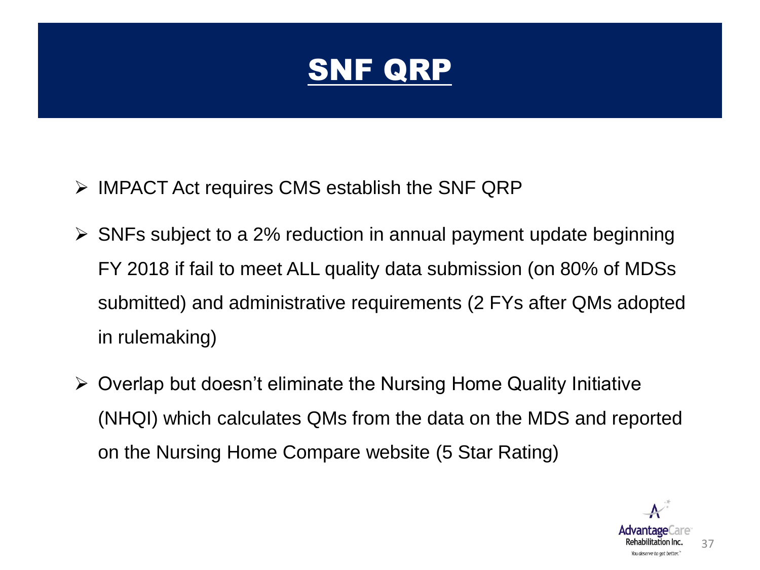# SNF QRP

- IMPACT Act requires CMS establish the SNF QRP
- SNFs subject to a 2% reduction in annual payment update beginning FY 2018 if fail to meet ALL quality data submission (on 80% of MDSs submitted) and administrative requirements (2 FYs after QMs adopted in rulemaking)
- Overlap but doesn't eliminate the Nursing Home Quality Initiative (NHQI) which calculates QMs from the data on the MDS and reported on the Nursing Home Compare website (5 Star Rating)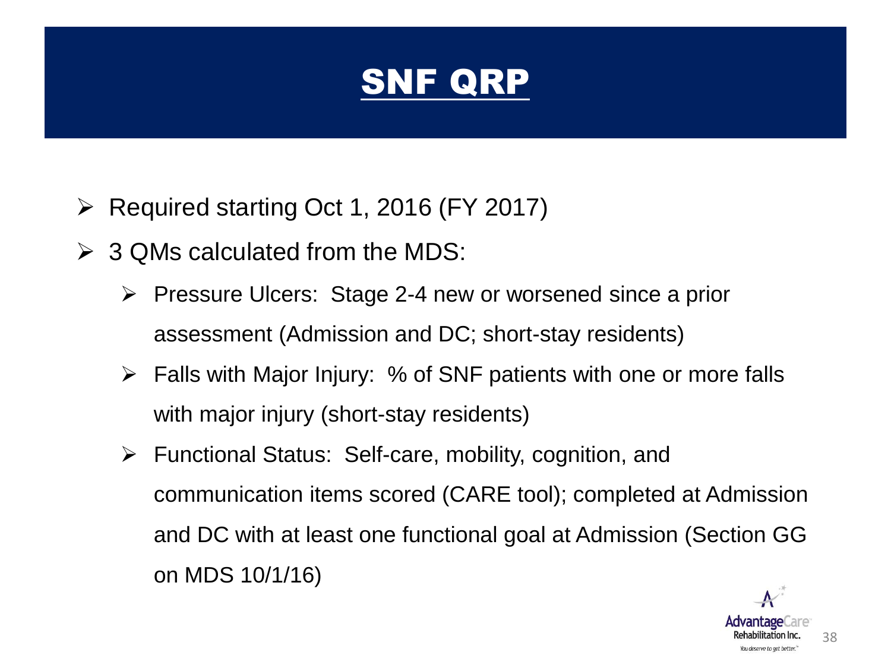# SNF QRP

- Required starting Oct 1, 2016 (FY 2017)
- 3 QMs calculated from the MDS:
  - Pressure Ulcers: Stage 2-4 new or worsened since a prior assessment (Admission and DC; short-stay residents)
  - Falls with Major Injury: % of SNF patients with one or more falls with major injury (short-stay residents)
  - Functional Status: Self-care, mobility, cognition, and communication items scored (CARE tool); completed at Admission and DC with at least one functional goal at Admission (Section GG on MDS 10/1/16)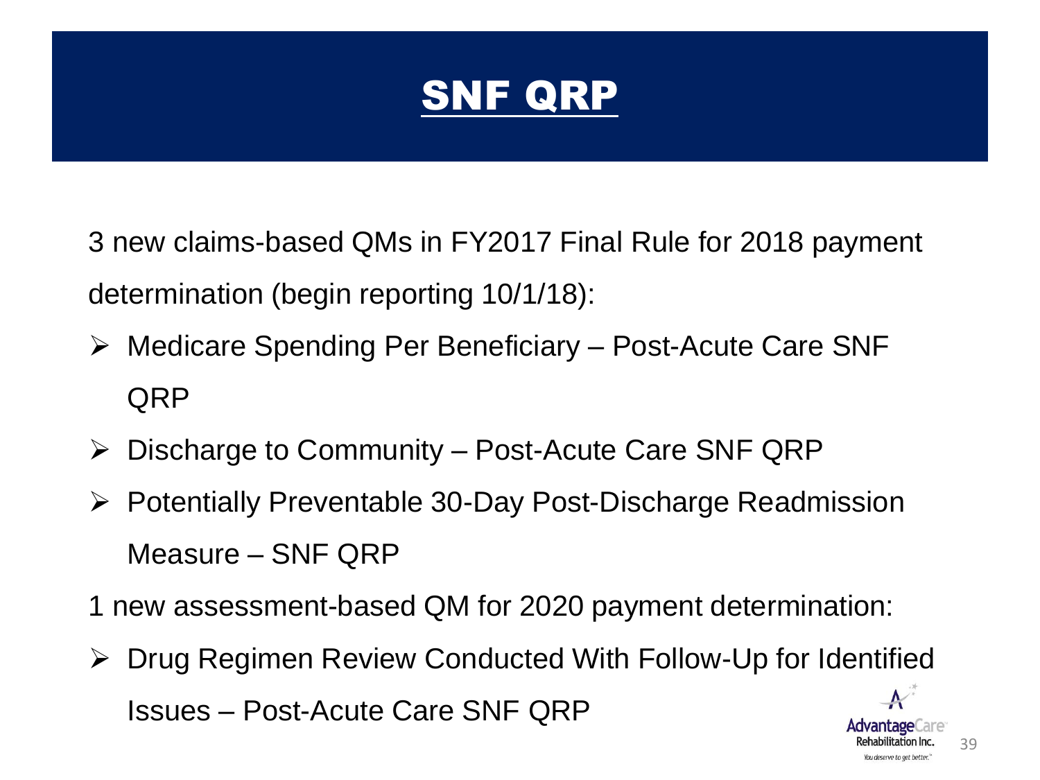# SNF QRP

3 new claims-based QMs in FY2017 Final Rule for 2018 payment determination (begin reporting 10/1/18):

- Medicare Spending Per Beneficiary – Post-Acute Care SNF QRP
- Discharge to Community – Post-Acute Care SNF QRP
- Potentially Preventable 30-Day Post-Discharge Readmission Measure – SNF QRP

1 new assessment-based QM for 2020 payment determination:

- Drug Regimen Review Conducted With Follow-Up for Identified Issues – Post-Acute Care SNF QRP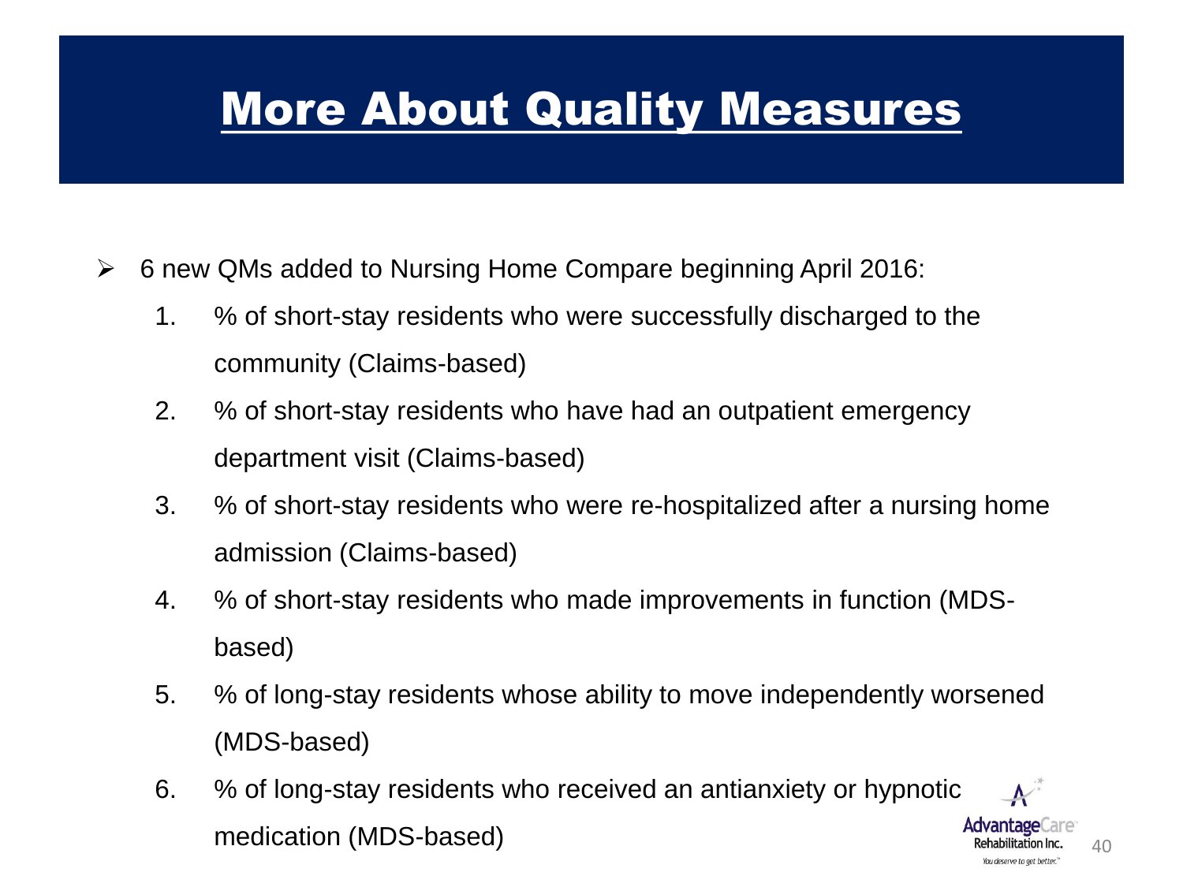# More About Quality Measures

- 6 new QMs added to Nursing Home Compare beginning April 2016:
  1. % of short-stay residents who were successfully discharged to the community (Claims-based)
  2. % of short-stay residents who have had an outpatient emergency department visit (Claims-based)
  3. % of short-stay residents who were re-hospitalized after a nursing home admission (Claims-based)
  4. % of short-stay residents who made improvements in function (MDS-based)
  5. % of long-stay residents whose ability to move independently worsened (MDS-based)
  6. % of long-stay residents who received an antianxiety or hypnotic medication (MDS-based)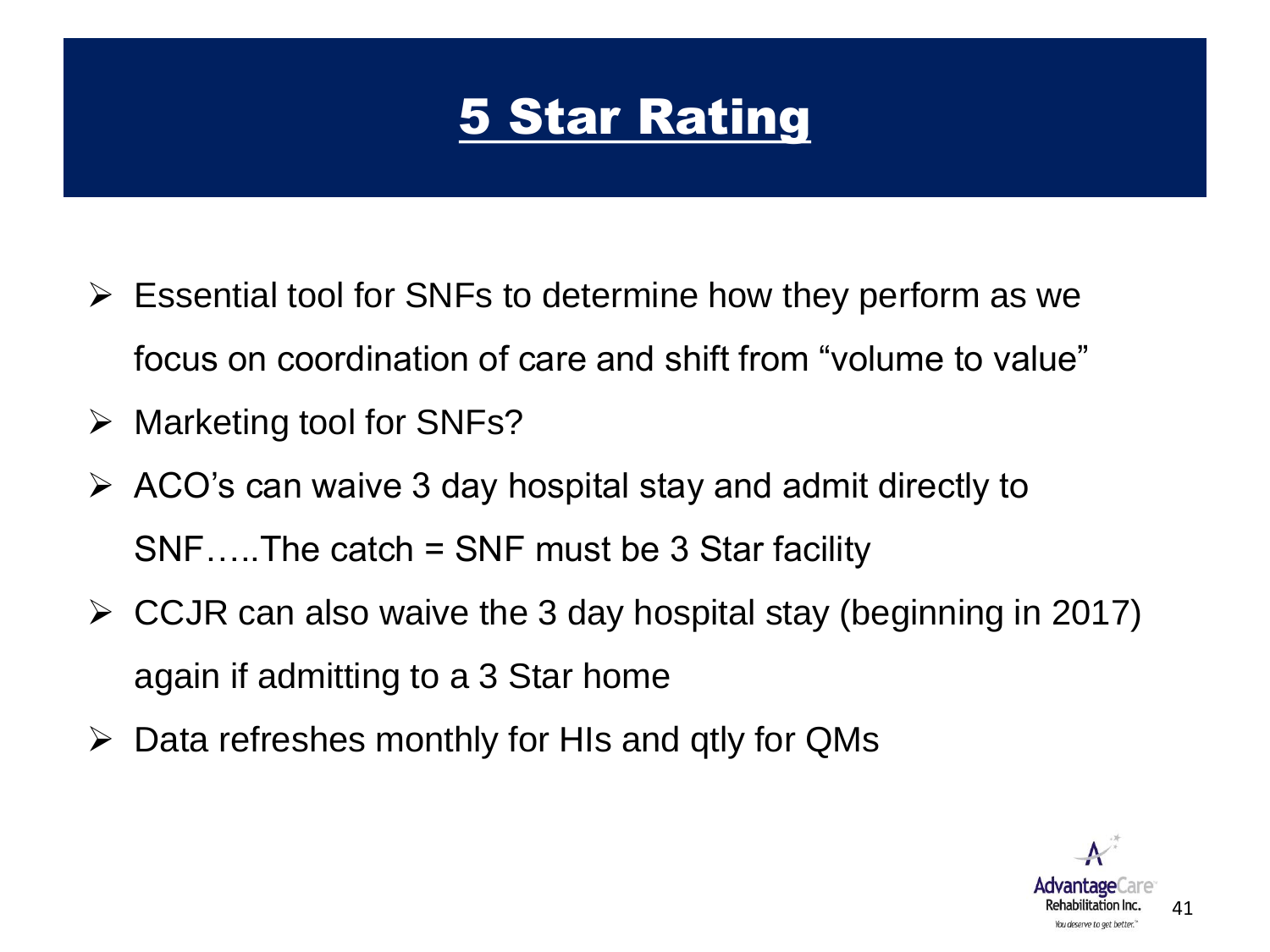# 5 Star Rating

- Essential tool for SNFs to determine how they perform as we focus on coordination of care and shift from "volume to value"
- Marketing tool for SNFs?
- ACO's can waive 3 day hospital stay and admit directly to SNF…..The catch = SNF must be 3 Star facility
- CCJR can also waive the 3 day hospital stay (beginning in 2017) again if admitting to a 3 Star home
- Data refreshes monthly for HIs and qtly for QMs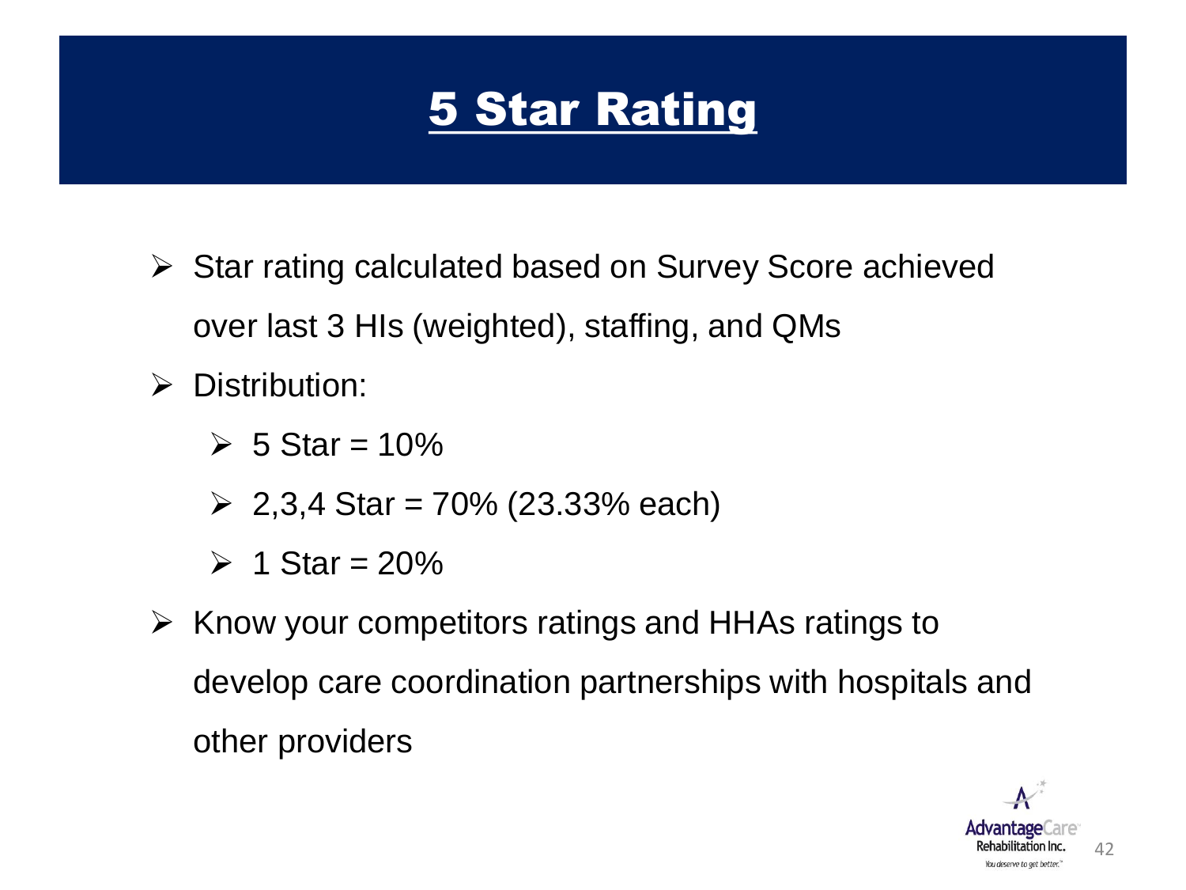# 5 Star Rating

- Star rating calculated based on Survey Score achieved over last 3 HIs (weighted), staffing, and QMs
- Distribution:
  - 5 Star = 10%
  - 2,3,4 Star = 70% (23.33% each)
  - 1 Star = 20%
- Know your competitors ratings and HHAs ratings to develop care coordination partnerships with hospitals and other providers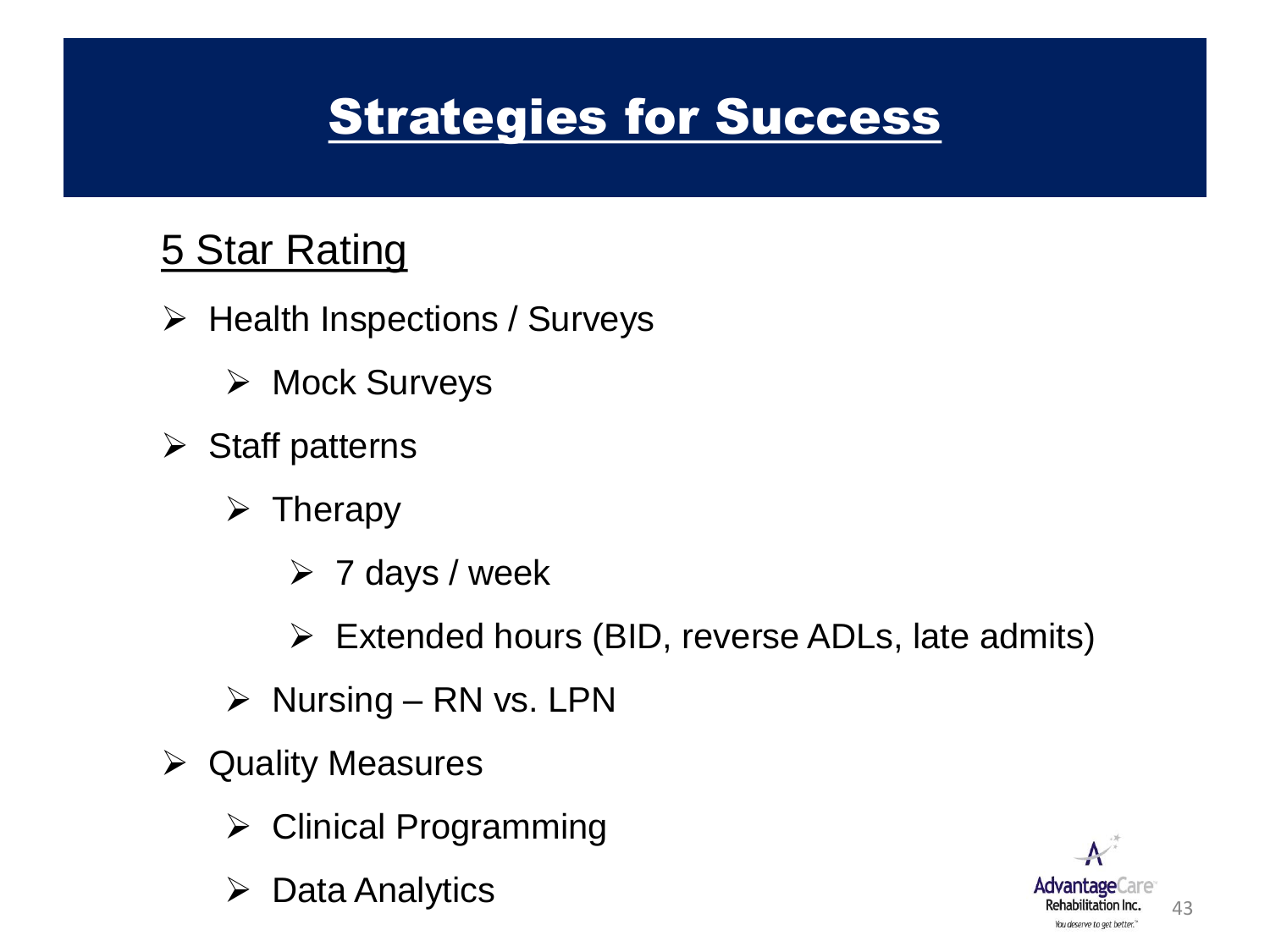# Strategies for Success

## 5 Star Rating

- Health Inspections / Surveys
  - Mock Surveys
- Staff patterns
  - Therapy
    - 7 days / week
    - Extended hours (BID, reverse ADLs, late admits)
  - Nursing – RN vs. LPN
- Quality Measures
  - Clinical Programming
  - Data Analytics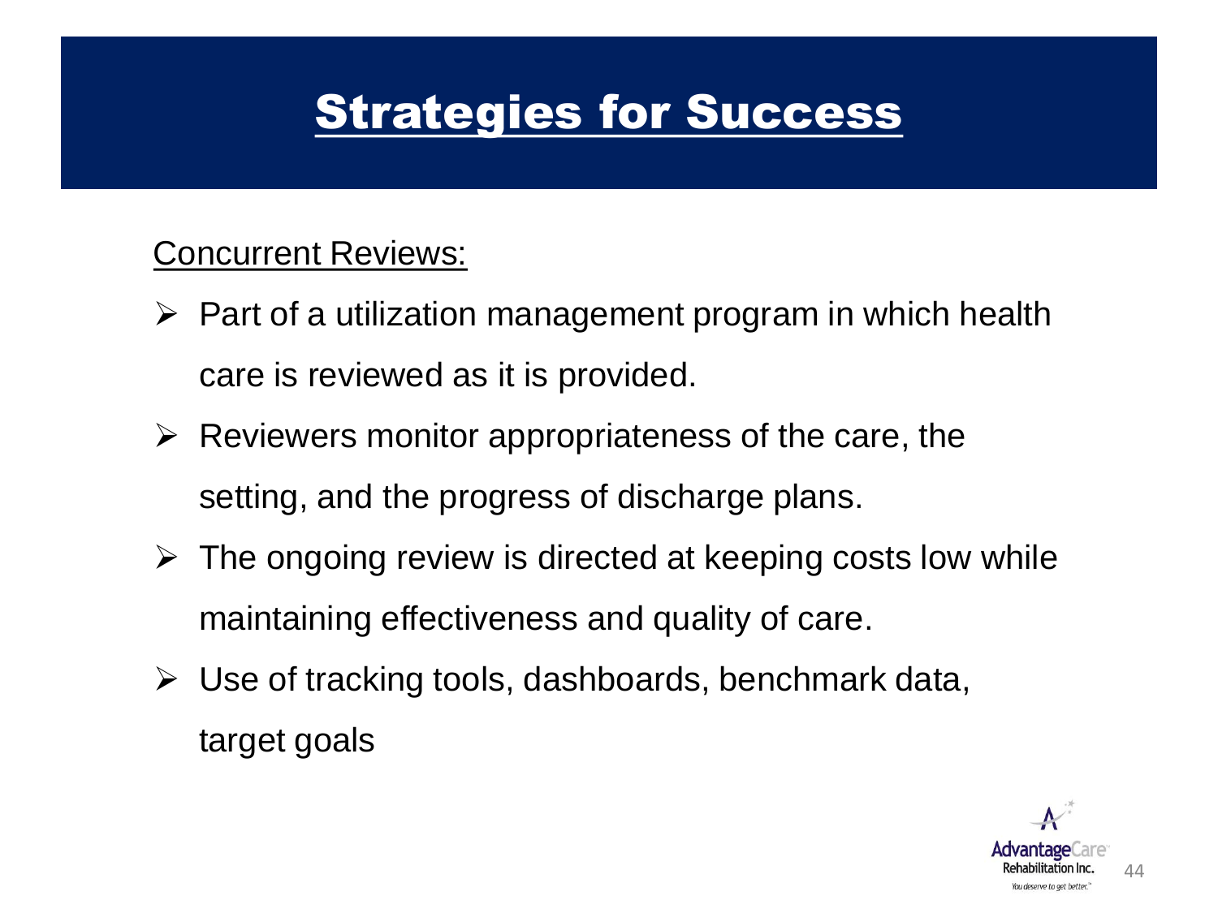# Strategies for Success

Concurrent Reviews:

- Part of a utilization management program in which health care is reviewed as it is provided.
- Reviewers monitor appropriateness of the care, the setting, and the progress of discharge plans.
- The ongoing review is directed at keeping costs low while maintaining effectiveness and quality of care.
- Use of tracking tools, dashboards, benchmark data, target goals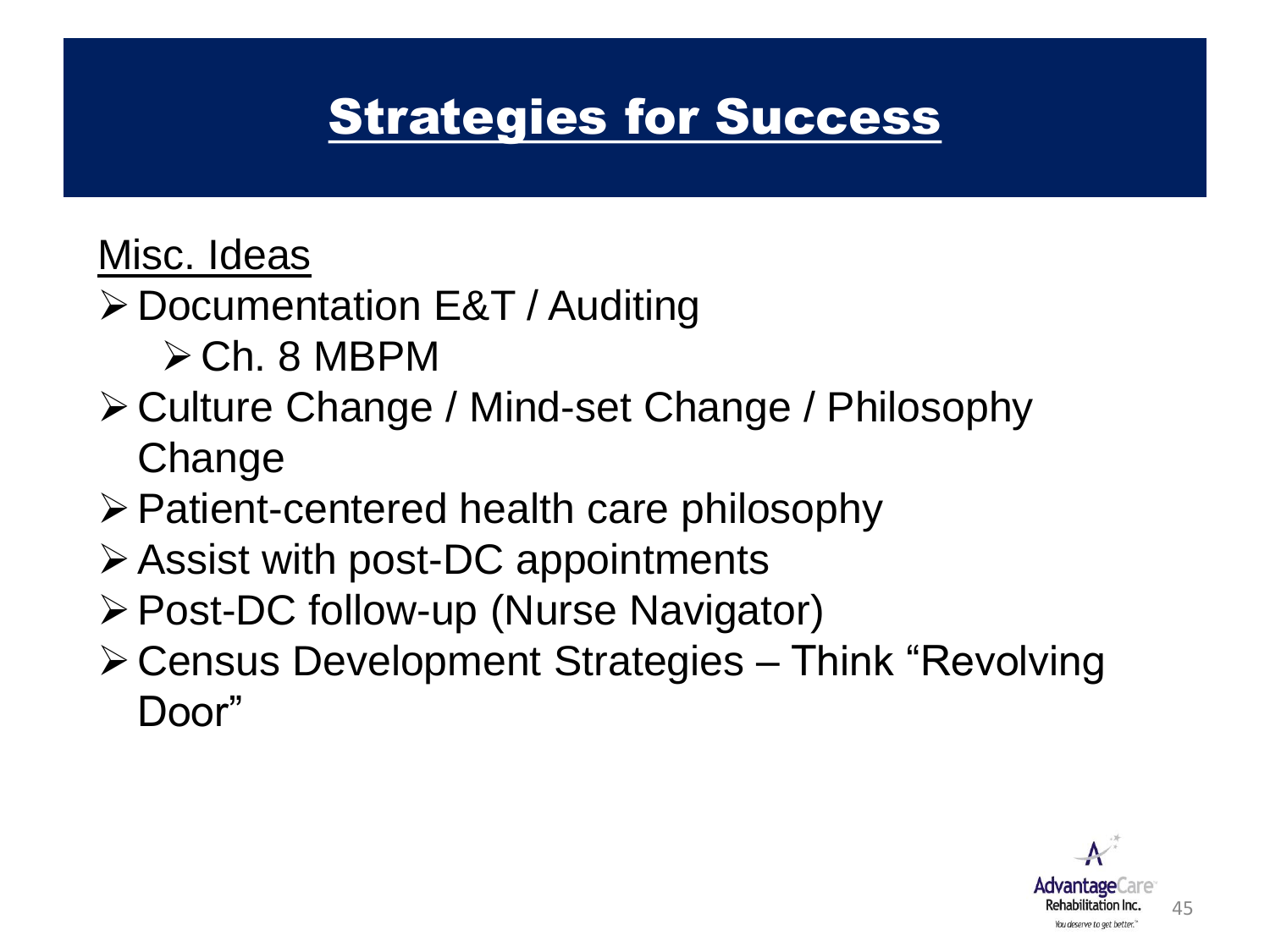# Strategies for Success

Misc. Ideas

- Documentation E&T / Auditing
  - Ch. 8 MBPM
- Culture Change / Mind-set Change / Philosophy Change
- Patient-centered health care philosophy
- Assist with post-DC appointments
- Post-DC follow-up (Nurse Navigator)
- Census Development Strategies – Think "Revolving Door"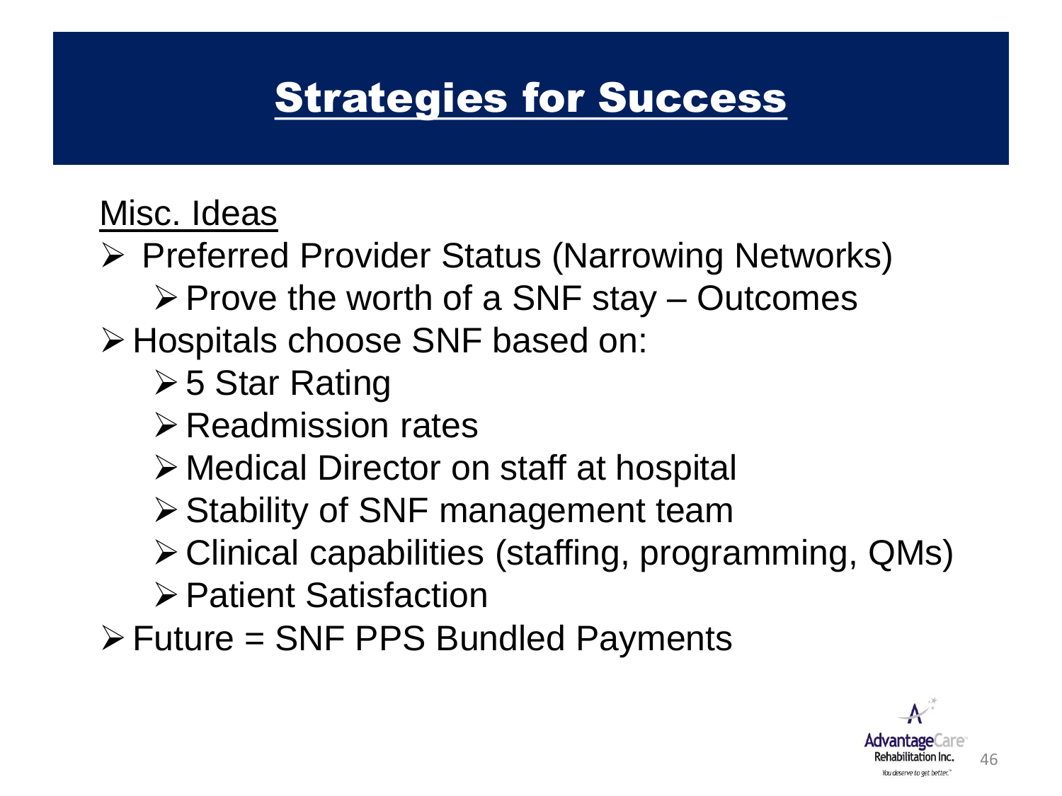# Strategies for Success

Misc. Ideas

- Preferred Provider Status (Narrowing Networks)
  - Prove the worth of a SNF stay – Outcomes
- Hospitals choose SNF based on:
  - 5 Star Rating
  - Readmission rates
  - Medical Director on staff at hospital
  - Stability of SNF management team
  - Clinical capabilities (staffing, programming, QMs)
  - Patient Satisfaction
- Future = SNF PPS Bundled Payments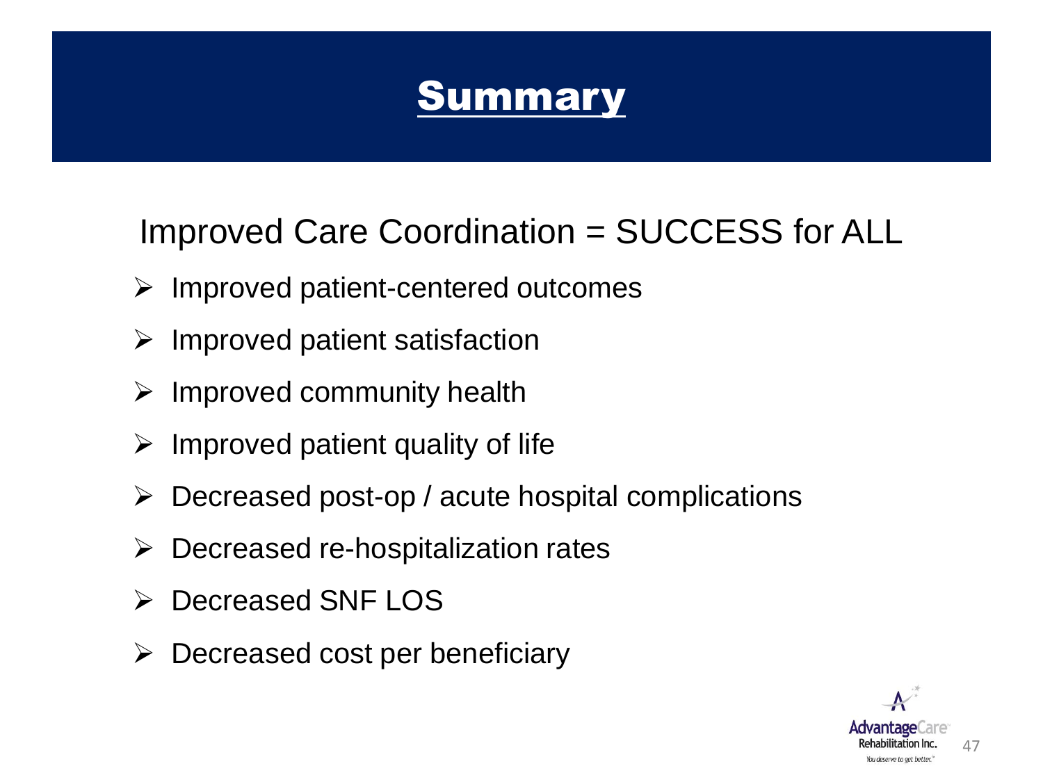# Summary

Improved Care Coordination = SUCCESS for ALL

- Improved patient-centered outcomes
- Improved patient satisfaction
- Improved community health
- Improved patient quality of life
- Decreased post-op / acute hospital complications
- Decreased re-hospitalization rates
- Decreased SNF LOS
- Decreased cost per beneficiary

AdvantageCare Rehabilitation Inc.
You deserve to get better.™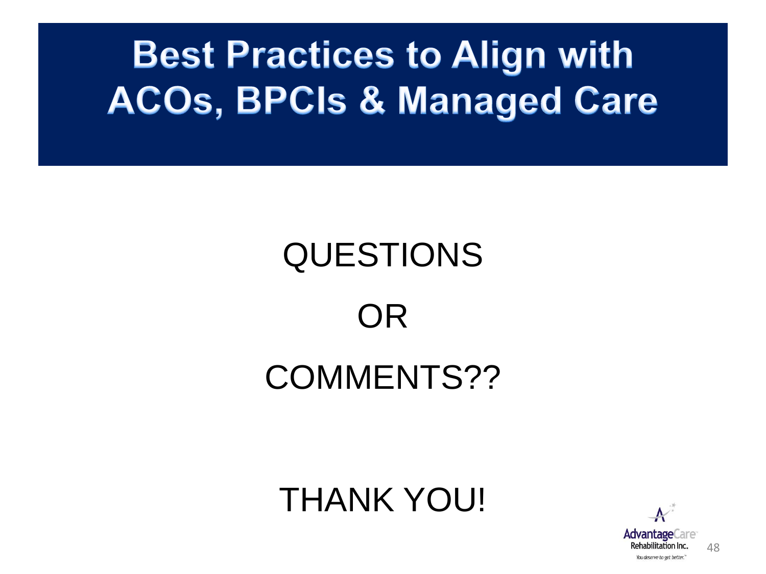# Best Practices to Align with ACOs, BPCIs & Managed Care

QUESTIONS

OR

COMMENTS??

THANK YOU!

AdvantageCare Rehabilitation Inc.

You deserve to get better.™